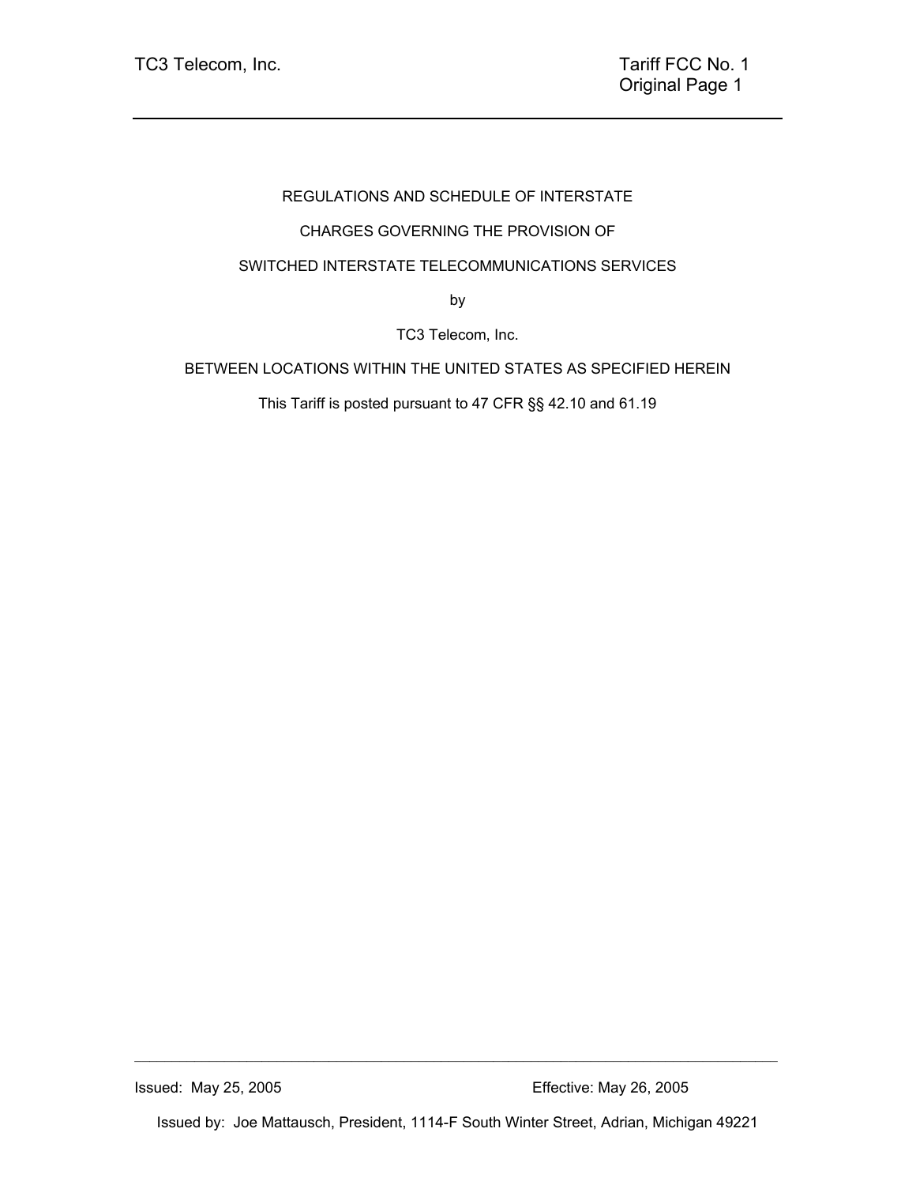REGULATIONS AND SCHEDULE OF INTERSTATE

CHARGES GOVERNING THE PROVISION OF

SWITCHED INTERSTATE TELECOMMUNICATIONS SERVICES

by

TC3 Telecom, Inc.

BETWEEN LOCATIONS WITHIN THE UNITED STATES AS SPECIFIED HEREIN

This Tariff is posted pursuant to 47 CFR §§ 42.10 and 61.19

Issued: May 25, 2005 Effective: May 26, 2005

Issued by: Joe Mattausch, President, 1114-F South Winter Street, Adrian, Michigan 49221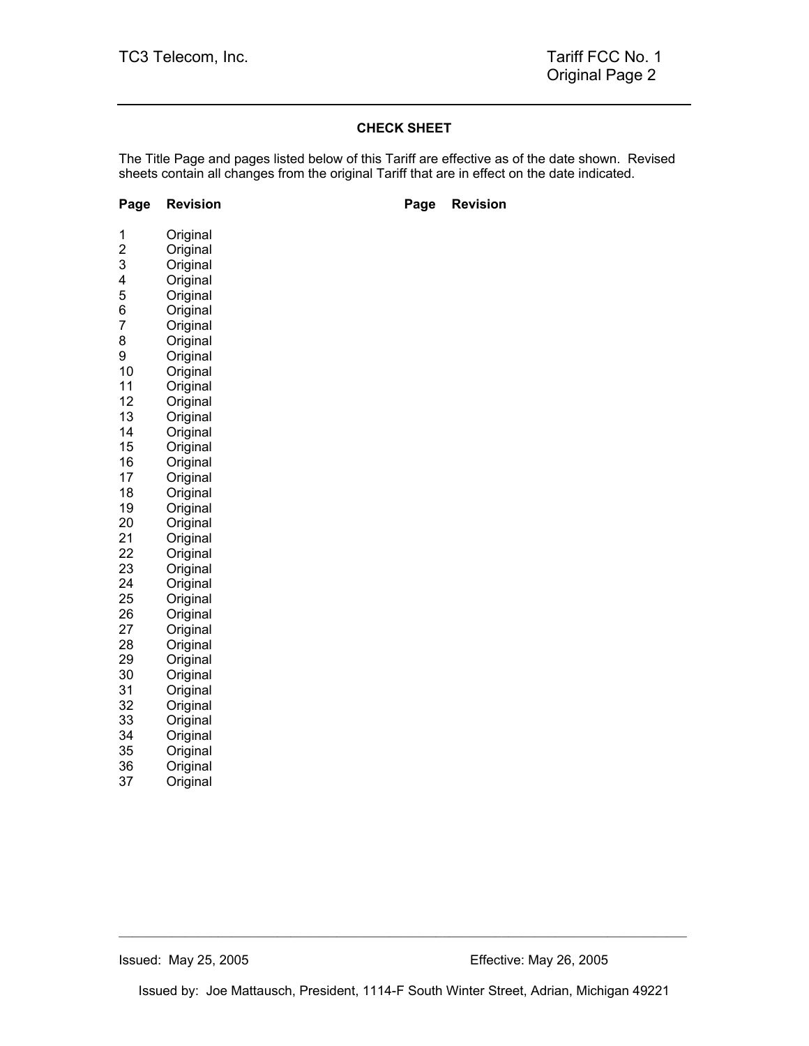## CHECK SHEET

The Title Page and pages listed below of this Tariff are effective as of the date shown. Revised sheets contain all changes from the original Tariff that are in effect on the date indicated.

| Page | Revision | Page | Revision |
|---|---|---|---|
| 1 | Original | | |
| 2 | Original | | |
| 3 | Original | | |
| 4 | Original | | |
| 5 | Original | | |
| 6 | Original | | |
| 7 | Original | | |
| 8 | Original | | |
| 9 | Original | | |
| 10 | Original | | |
| 11 | Original | | |
| 12 | Original | | |
| 13 | Original | | |
| 14 | Original | | |
| 15 | Original | | |
| 16 | Original | | |
| 17 | Original | | |
| 18 | Original | | |
| 19 | Original | | |
| 20 | Original | | |
| 21 | Original | | |
| 22 | Original | | |
| 23 | Original | | |
| 24 | Original | | |
| 25 | Original | | |
| 26 | Original | | |
| 27 | Original | | |
| 28 | Original | | |
| 29 | Original | | |
| 30 | Original | | |
| 31 | Original | | |
| 32 | Original | | |
| 33 | Original | | |
| 34 | Original | | |
| 35 | Original | | |
| 36 | Original | | |
| 37 | Original | | |

Issued: May 25, 2005 Effective: May 26, 2005

Issued by: Joe Mattausch, President, 1114-F South Winter Street, Adrian, Michigan 49221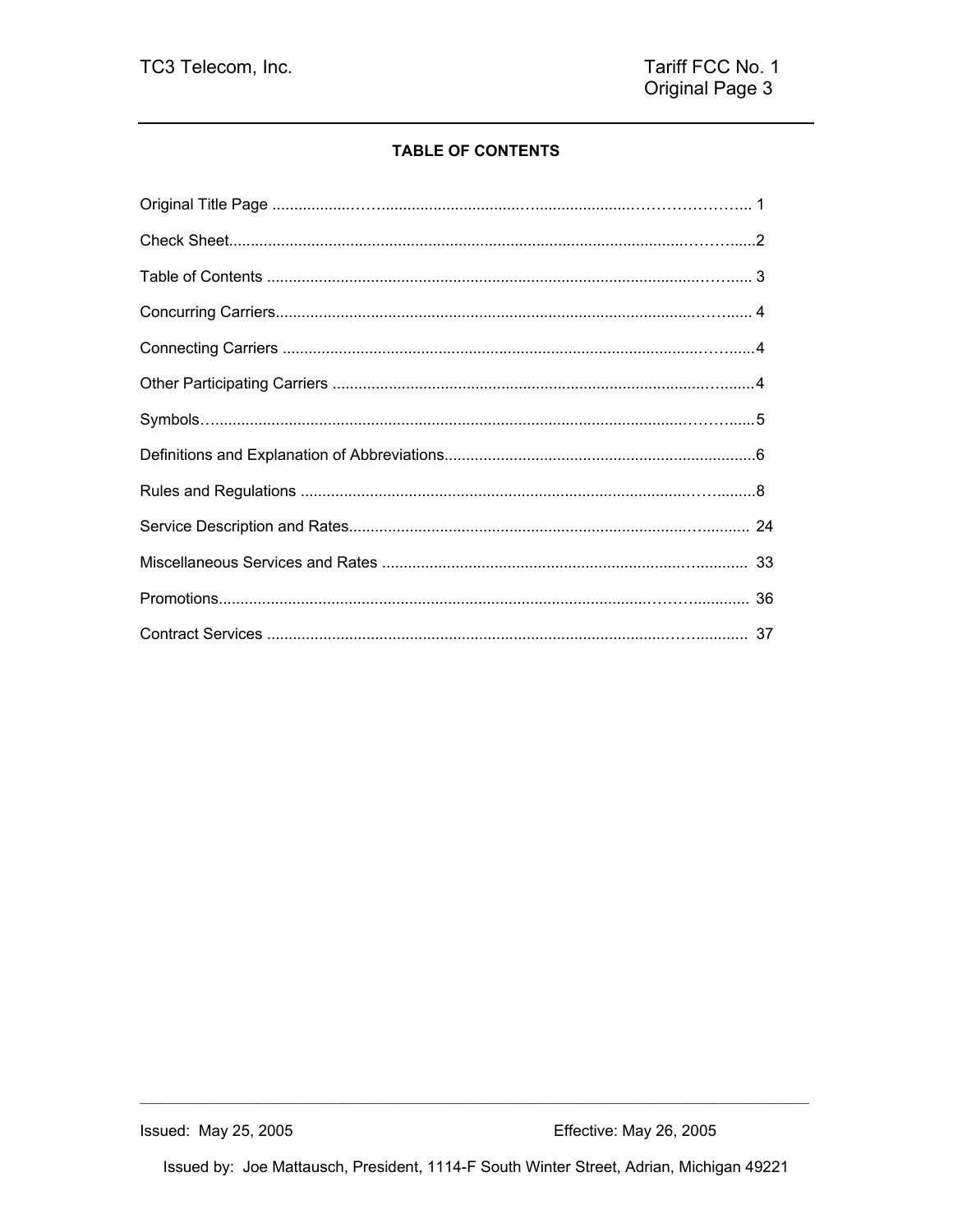## TABLE OF CONTENTS

| Section | Page |
|---|---|
| Original Title Page | 1 |
| Check Sheet | 2 |
| Table of Contents | 3 |
| Concurring Carriers | 4 |
| Connecting Carriers | 4 |
| Other Participating Carriers | 4 |
| Symbols | 5 |
| Definitions and Explanation of Abbreviations | 6 |
| Rules and Regulations | 8 |
| Service Description and Rates | 24 |
| Miscellaneous Services and Rates | 33 |
| Promotions | 36 |
| Contract Services | 37 |

Issued: May 25, 2005 Effective: May 26, 2005

Issued by: Joe Mattausch, President, 1114-F South Winter Street, Adrian, Michigan 49221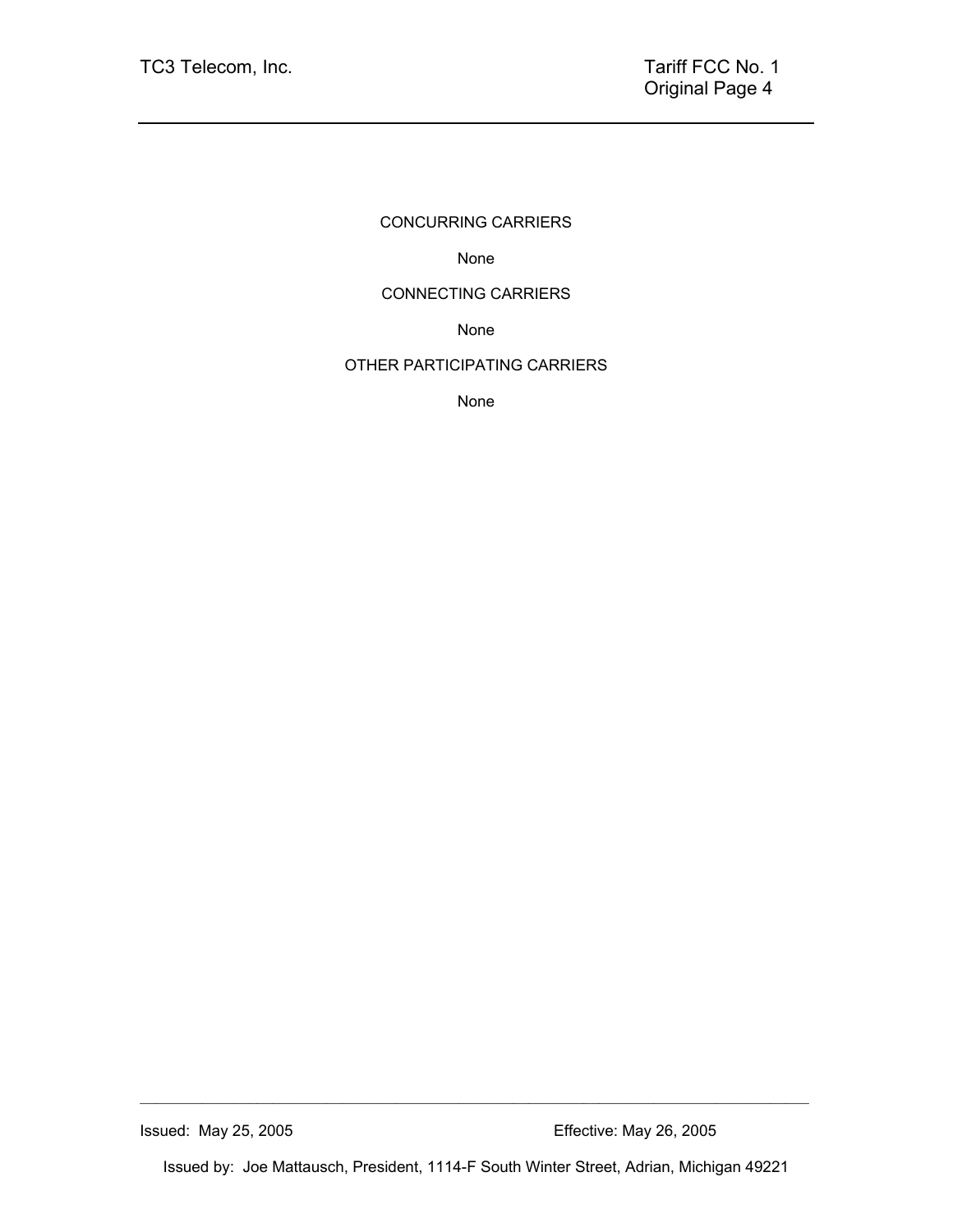CONCURRING CARRIERS

None

CONNECTING CARRIERS

None

OTHER PARTICIPATING CARRIERS

None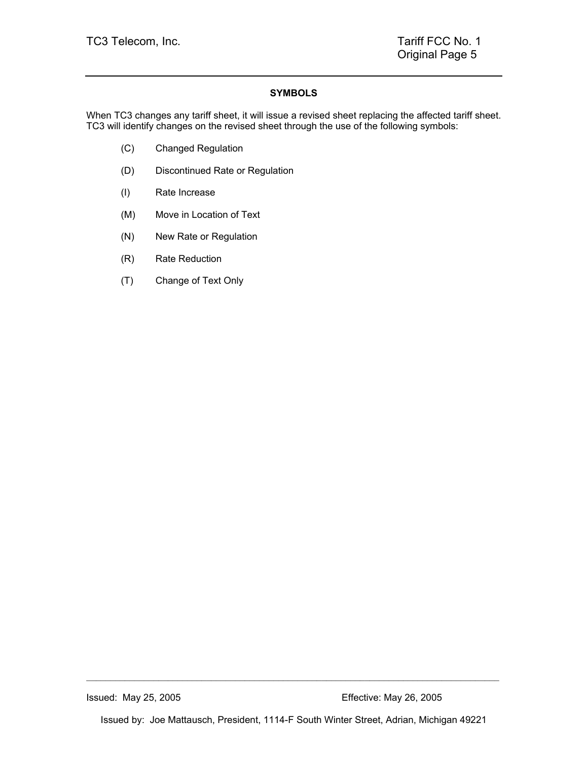## SYMBOLS

When TC3 changes any tariff sheet, it will issue a revised sheet replacing the affected tariff sheet. TC3 will identify changes on the revised sheet through the use of the following symbols:

(C) Changed Regulation

(D) Discontinued Rate or Regulation

(I) Rate Increase

(M) Move in Location of Text

(N) New Rate or Regulation

(R) Rate Reduction

(T) Change of Text Only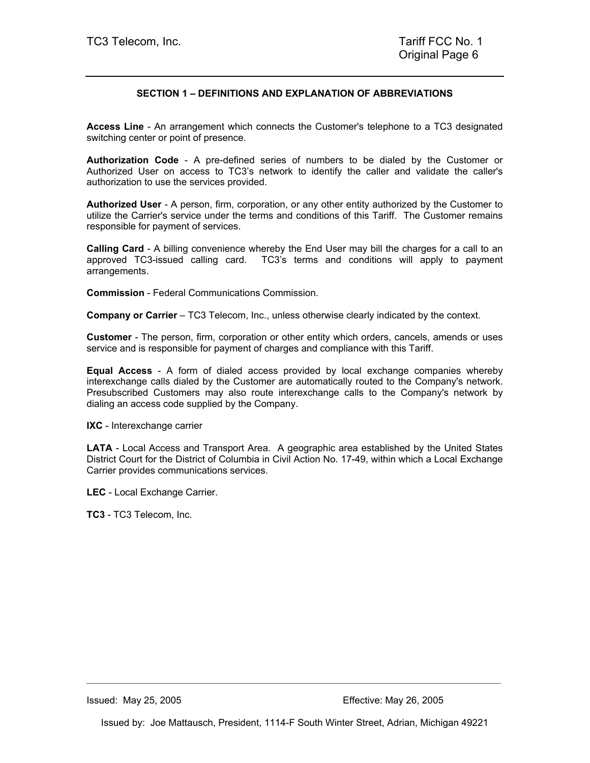## SECTION 1 – DEFINITIONS AND EXPLANATION OF ABBREVIATIONS

**Access Line** - An arrangement which connects the Customer's telephone to a TC3 designated switching center or point of presence.

**Authorization Code** - A pre-defined series of numbers to be dialed by the Customer or Authorized User on access to TC3's network to identify the caller and validate the caller's authorization to use the services provided.

**Authorized User** - A person, firm, corporation, or any other entity authorized by the Customer to utilize the Carrier's service under the terms and conditions of this Tariff. The Customer remains responsible for payment of services.

**Calling Card** - A billing convenience whereby the End User may bill the charges for a call to an approved TC3-issued calling card. TC3's terms and conditions will apply to payment arrangements.

**Commission** - Federal Communications Commission.

**Company or Carrier** – TC3 Telecom, Inc., unless otherwise clearly indicated by the context.

**Customer** - The person, firm, corporation or other entity which orders, cancels, amends or uses service and is responsible for payment of charges and compliance with this Tariff.

**Equal Access** - A form of dialed access provided by local exchange companies whereby interexchange calls dialed by the Customer are automatically routed to the Company's network. Presubscribed Customers may also route interexchange calls to the Company's network by dialing an access code supplied by the Company.

**IXC** - Interexchange carrier

**LATA** - Local Access and Transport Area. A geographic area established by the United States District Court for the District of Columbia in Civil Action No. 17-49, within which a Local Exchange Carrier provides communications services.

**LEC** - Local Exchange Carrier.

**TC3** - TC3 Telecom, Inc.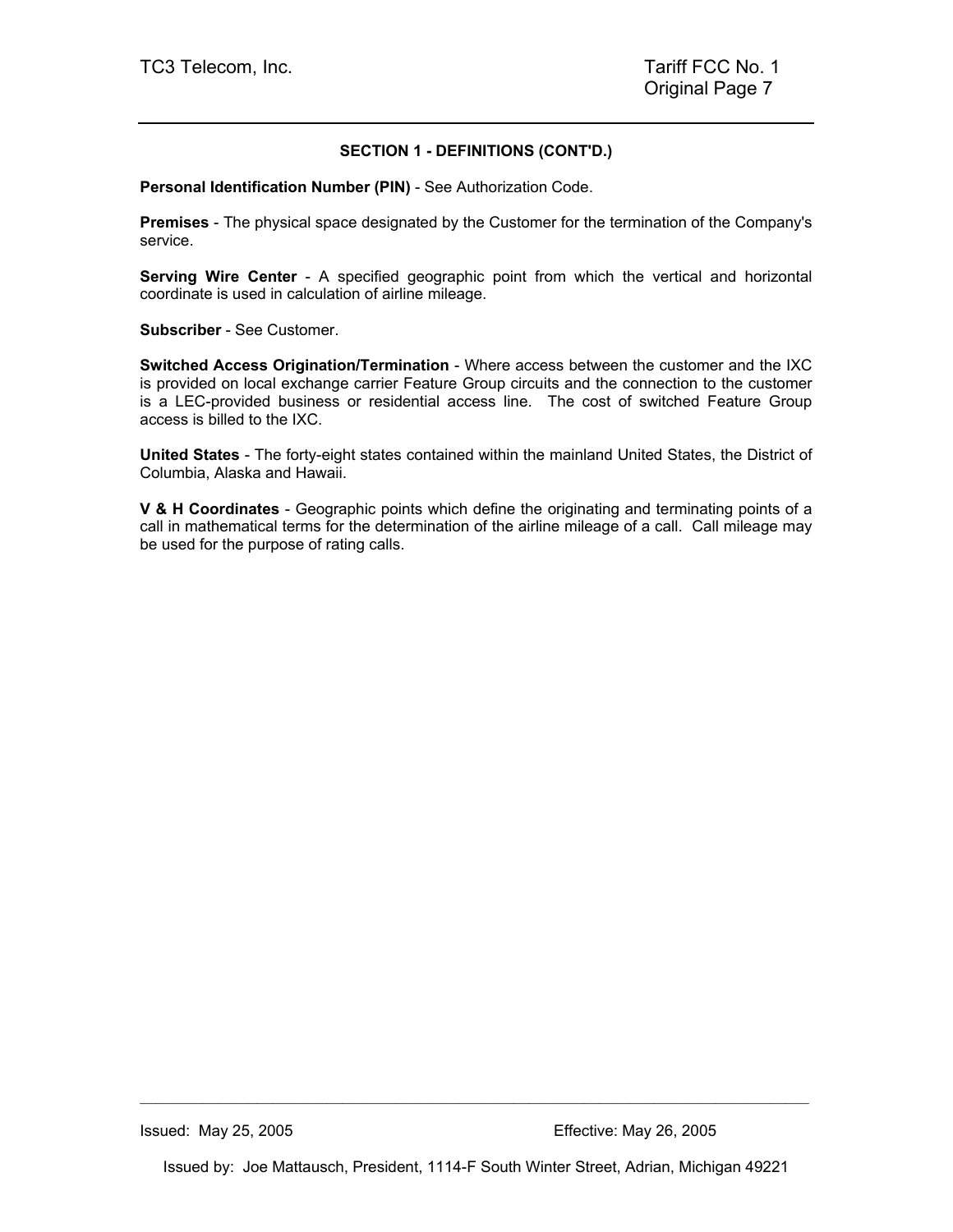## SECTION 1 - DEFINITIONS (CONT'D.)

**Personal Identification Number (PIN)** - See Authorization Code.

**Premises** - The physical space designated by the Customer for the termination of the Company's service.

**Serving Wire Center** - A specified geographic point from which the vertical and horizontal coordinate is used in calculation of airline mileage.

**Subscriber** - See Customer.

**Switched Access Origination/Termination** - Where access between the customer and the IXC is provided on local exchange carrier Feature Group circuits and the connection to the customer is a LEC-provided business or residential access line. The cost of switched Feature Group access is billed to the IXC.

**United States** - The forty-eight states contained within the mainland United States, the District of Columbia, Alaska and Hawaii.

**V & H Coordinates** - Geographic points which define the originating and terminating points of a call in mathematical terms for the determination of the airline mileage of a call. Call mileage may be used for the purpose of rating calls.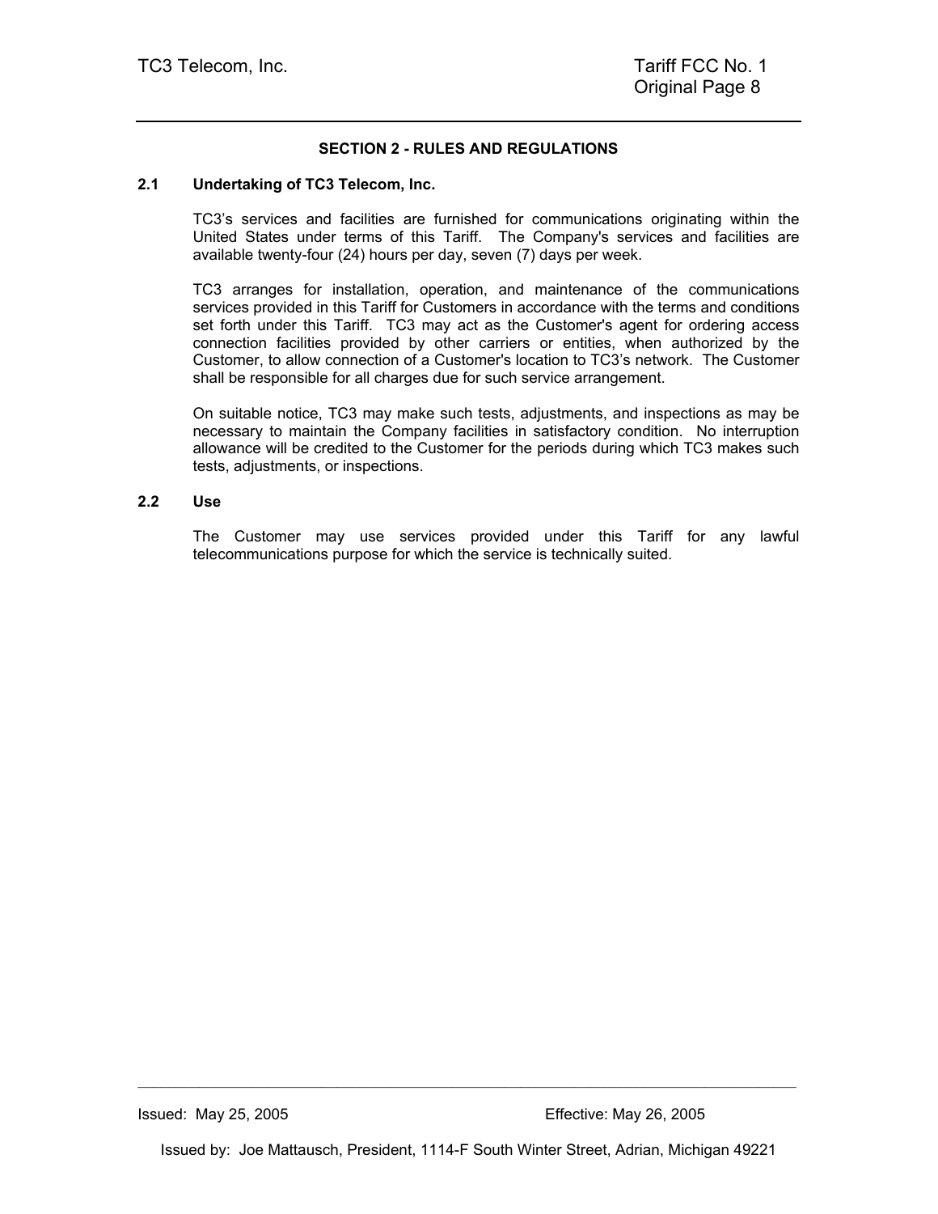## SECTION 2 - RULES AND REGULATIONS

### 2.1 Undertaking of TC3 Telecom, Inc.

TC3's services and facilities are furnished for communications originating within the United States under terms of this Tariff. The Company's services and facilities are available twenty-four (24) hours per day, seven (7) days per week.

TC3 arranges for installation, operation, and maintenance of the communications services provided in this Tariff for Customers in accordance with the terms and conditions set forth under this Tariff. TC3 may act as the Customer's agent for ordering access connection facilities provided by other carriers or entities, when authorized by the Customer, to allow connection of a Customer's location to TC3's network. The Customer shall be responsible for all charges due for such service arrangement.

On suitable notice, TC3 may make such tests, adjustments, and inspections as may be necessary to maintain the Company facilities in satisfactory condition. No interruption allowance will be credited to the Customer for the periods during which TC3 makes such tests, adjustments, or inspections.

### 2.2 Use

The Customer may use services provided under this Tariff for any lawful telecommunications purpose for which the service is technically suited.

Issued: May 25, 2005 Effective: May 26, 2005

Issued by: Joe Mattausch, President, 1114-F South Winter Street, Adrian, Michigan 49221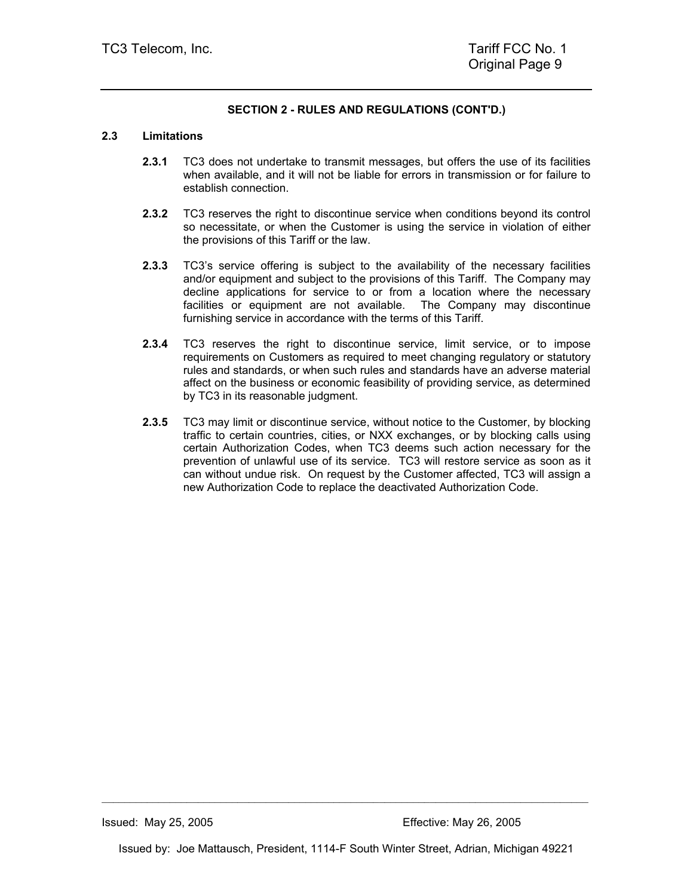**SECTION 2 - RULES AND REGULATIONS (CONT'D.)**

## 2.3 Limitations

**2.3.1** TC3 does not undertake to transmit messages, but offers the use of its facilities when available, and it will not be liable for errors in transmission or for failure to establish connection.

**2.3.2** TC3 reserves the right to discontinue service when conditions beyond its control so necessitate, or when the Customer is using the service in violation of either the provisions of this Tariff or the law.

**2.3.3** TC3's service offering is subject to the availability of the necessary facilities and/or equipment and subject to the provisions of this Tariff. The Company may decline applications for service to or from a location where the necessary facilities or equipment are not available. The Company may discontinue furnishing service in accordance with the terms of this Tariff.

**2.3.4** TC3 reserves the right to discontinue service, limit service, or to impose requirements on Customers as required to meet changing regulatory or statutory rules and standards, or when such rules and standards have an adverse material affect on the business or economic feasibility of providing service, as determined by TC3 in its reasonable judgment.

**2.3.5** TC3 may limit or discontinue service, without notice to the Customer, by blocking traffic to certain countries, cities, or NXX exchanges, or by blocking calls using certain Authorization Codes, when TC3 deems such action necessary for the prevention of unlawful use of its service. TC3 will restore service as soon as it can without undue risk. On request by the Customer affected, TC3 will assign a new Authorization Code to replace the deactivated Authorization Code.

Issued: May 25, 2005 Effective: May 26, 2005

Issued by: Joe Mattausch, President, 1114-F South Winter Street, Adrian, Michigan 49221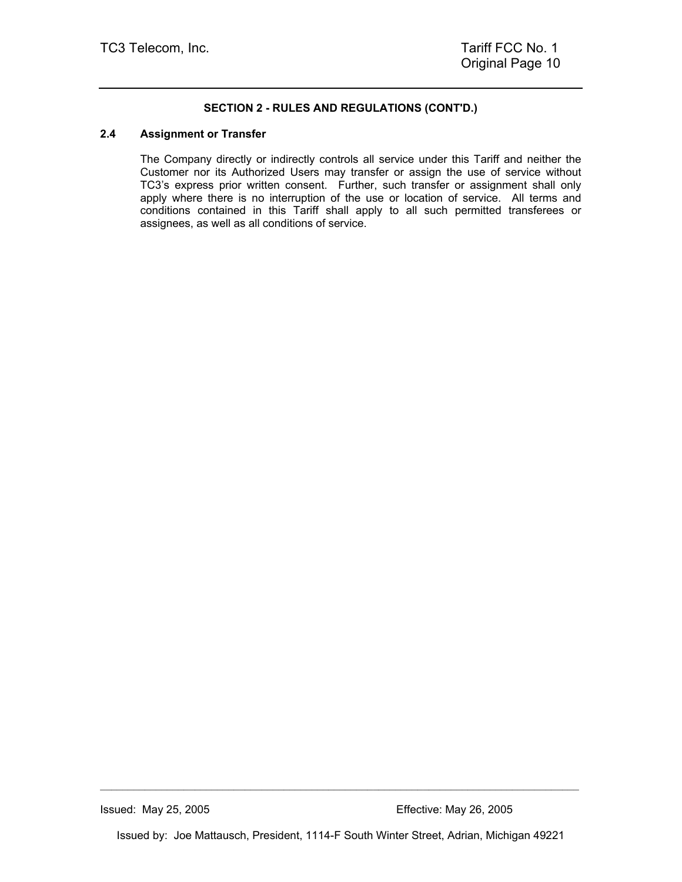**SECTION 2 - RULES AND REGULATIONS (CONT'D.)**

## 2.4 Assignment or Transfer

The Company directly or indirectly controls all service under this Tariff and neither the Customer nor its Authorized Users may transfer or assign the use of service without TC3's express prior written consent. Further, such transfer or assignment shall only apply where there is no interruption of the use or location of service. All terms and conditions contained in this Tariff shall apply to all such permitted transferees or assignees, as well as all conditions of service.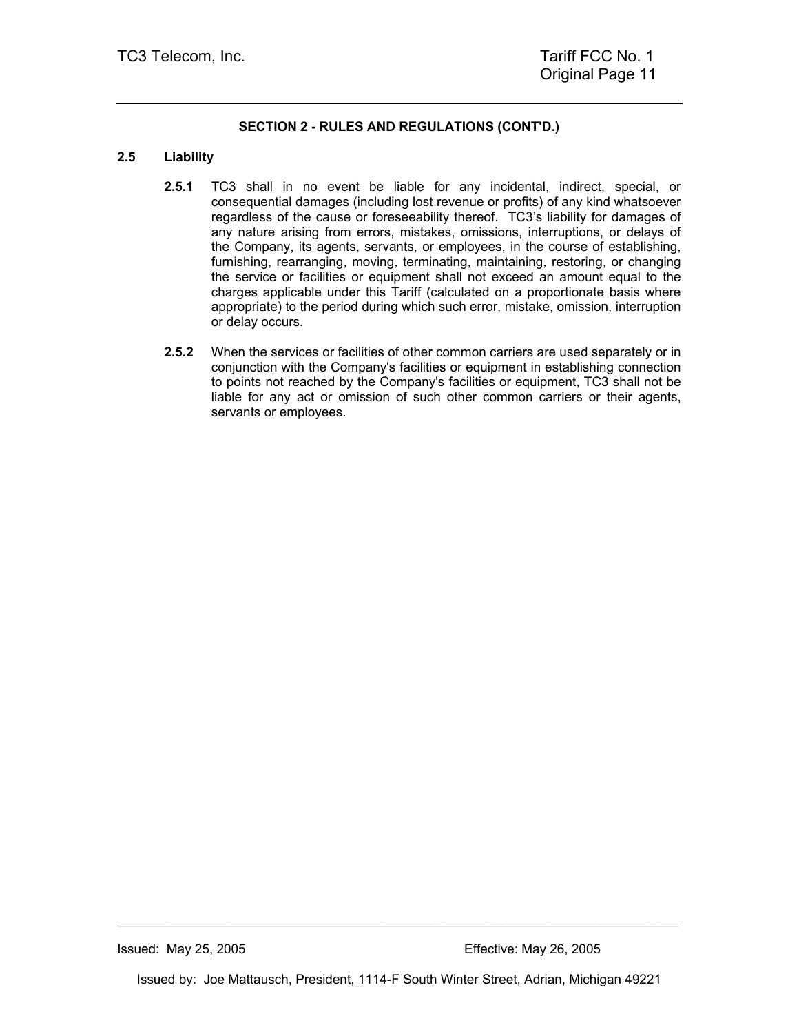## SECTION 2 - RULES AND REGULATIONS (CONT'D.)

### 2.5 Liability

**2.5.1** TC3 shall in no event be liable for any incidental, indirect, special, or consequential damages (including lost revenue or profits) of any kind whatsoever regardless of the cause or foreseeability thereof. TC3's liability for damages of any nature arising from errors, mistakes, omissions, interruptions, or delays of the Company, its agents, servants, or employees, in the course of establishing, furnishing, rearranging, moving, terminating, maintaining, restoring, or changing the service or facilities or equipment shall not exceed an amount equal to the charges applicable under this Tariff (calculated on a proportionate basis where appropriate) to the period during which such error, mistake, omission, interruption or delay occurs.

**2.5.2** When the services or facilities of other common carriers are used separately or in conjunction with the Company's facilities or equipment in establishing connection to points not reached by the Company's facilities or equipment, TC3 shall not be liable for any act or omission of such other common carriers or their agents, servants or employees.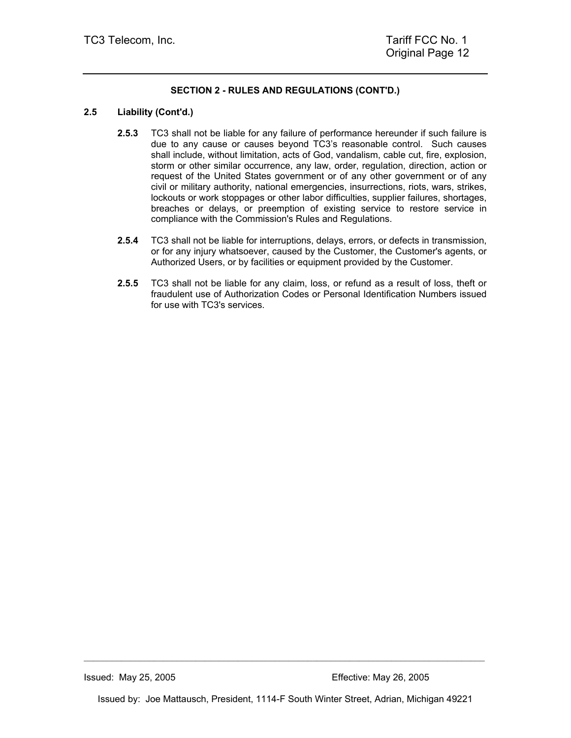**SECTION 2 - RULES AND REGULATIONS (CONT'D.)**

**2.5 Liability (Cont'd.)**

**2.5.3** TC3 shall not be liable for any failure of performance hereunder if such failure is due to any cause or causes beyond TC3's reasonable control. Such causes shall include, without limitation, acts of God, vandalism, cable cut, fire, explosion, storm or other similar occurrence, any law, order, regulation, direction, action or request of the United States government or of any other government or of any civil or military authority, national emergencies, insurrections, riots, wars, strikes, lockouts or work stoppages or other labor difficulties, supplier failures, shortages, breaches or delays, or preemption of existing service to restore service in compliance with the Commission's Rules and Regulations.

**2.5.4** TC3 shall not be liable for interruptions, delays, errors, or defects in transmission, or for any injury whatsoever, caused by the Customer, the Customer's agents, or Authorized Users, or by facilities or equipment provided by the Customer.

**2.5.5** TC3 shall not be liable for any claim, loss, or refund as a result of loss, theft or fraudulent use of Authorization Codes or Personal Identification Numbers issued for use with TC3's services.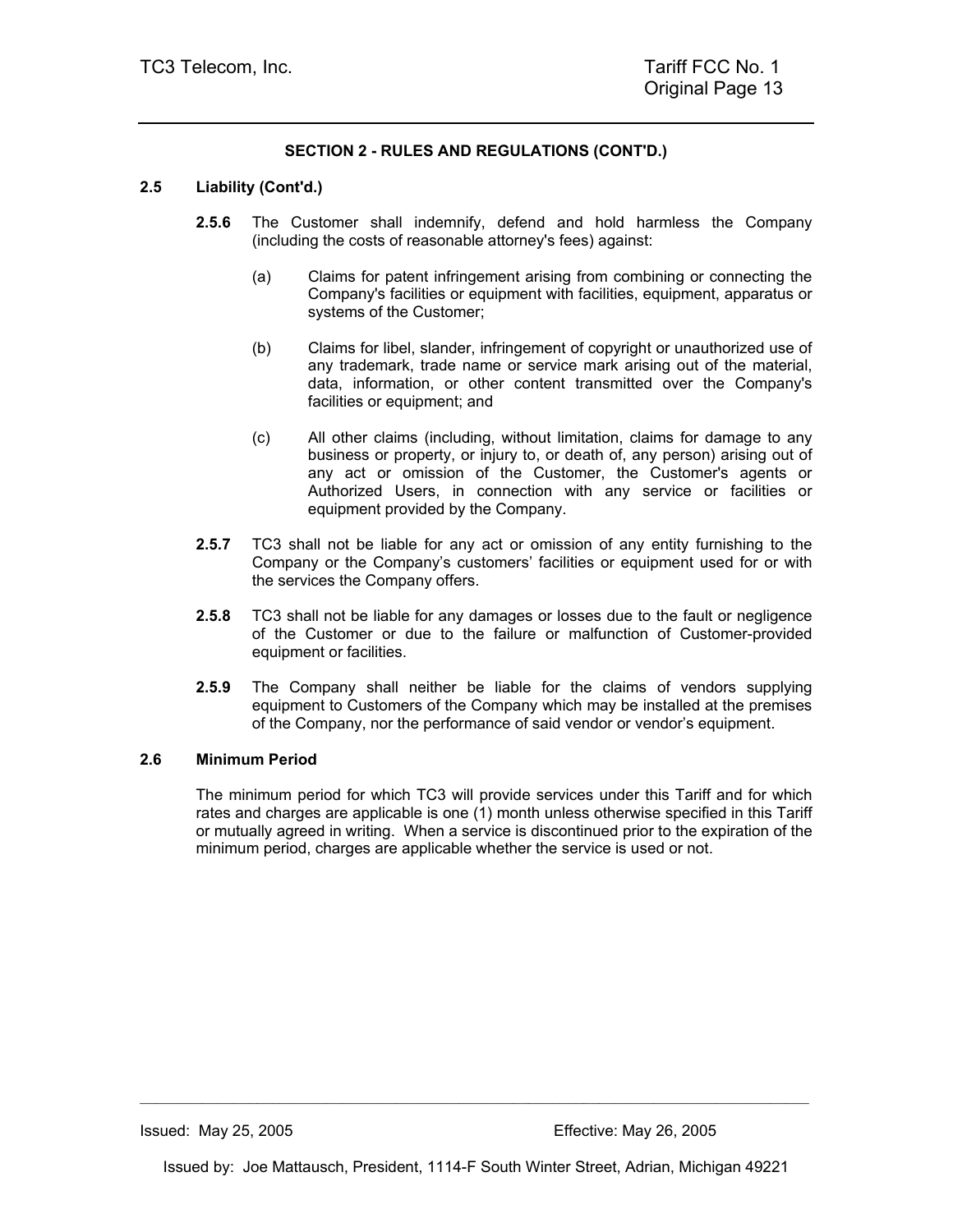**SECTION 2 - RULES AND REGULATIONS (CONT'D.)**

**2.5 Liability (Cont'd.)**

**2.5.6** The Customer shall indemnify, defend and hold harmless the Company (including the costs of reasonable attorney's fees) against:

(a) Claims for patent infringement arising from combining or connecting the Company's facilities or equipment with facilities, equipment, apparatus or systems of the Customer;

(b) Claims for libel, slander, infringement of copyright or unauthorized use of any trademark, trade name or service mark arising out of the material, data, information, or other content transmitted over the Company's facilities or equipment; and

(c) All other claims (including, without limitation, claims for damage to any business or property, or injury to, or death of, any person) arising out of any act or omission of the Customer, the Customer's agents or Authorized Users, in connection with any service or facilities or equipment provided by the Company.

**2.5.7** TC3 shall not be liable for any act or omission of any entity furnishing to the Company or the Company's customers' facilities or equipment used for or with the services the Company offers.

**2.5.8** TC3 shall not be liable for any damages or losses due to the fault or negligence of the Customer or due to the failure or malfunction of Customer-provided equipment or facilities.

**2.5.9** The Company shall neither be liable for the claims of vendors supplying equipment to Customers of the Company which may be installed at the premises of the Company, nor the performance of said vendor or vendor's equipment.

**2.6 Minimum Period**

The minimum period for which TC3 will provide services under this Tariff and for which rates and charges are applicable is one (1) month unless otherwise specified in this Tariff or mutually agreed in writing. When a service is discontinued prior to the expiration of the minimum period, charges are applicable whether the service is used or not.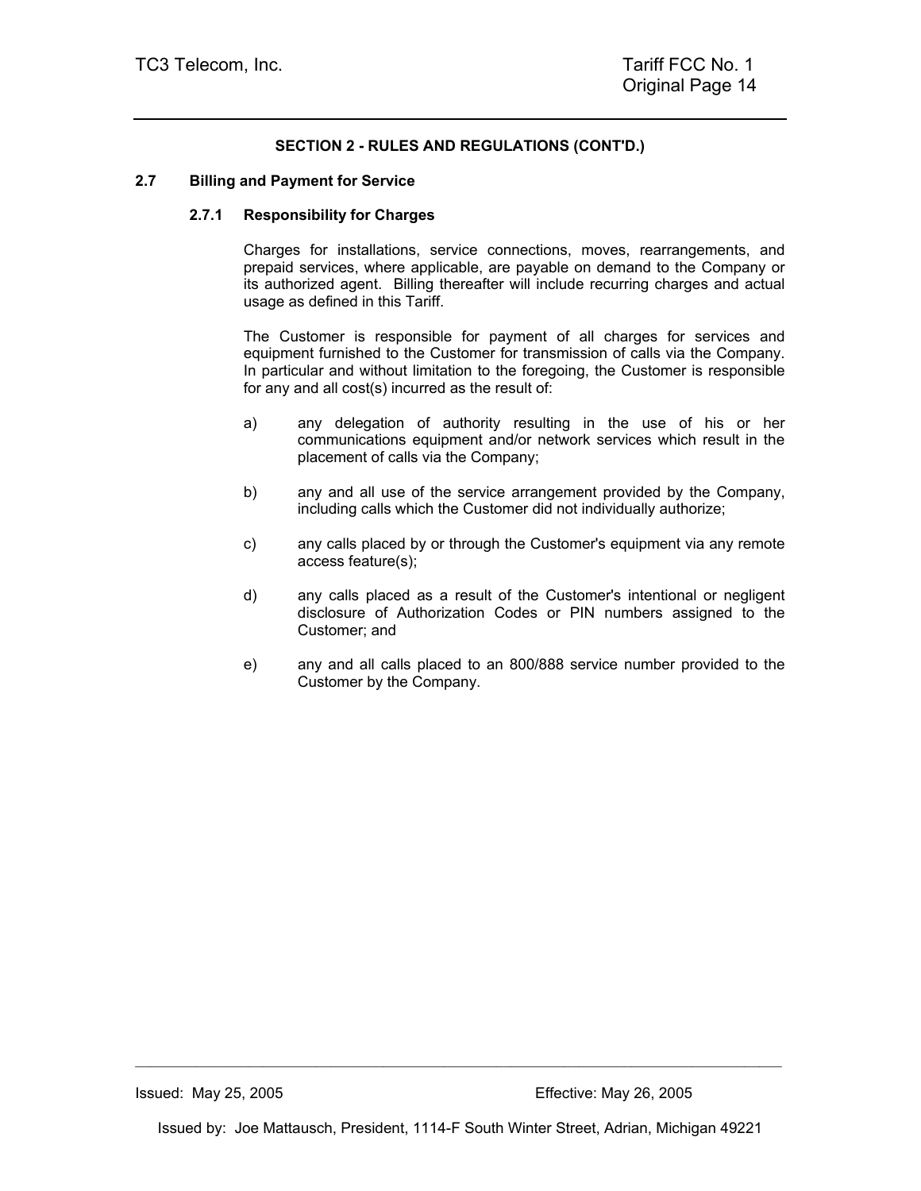## SECTION 2 - RULES AND REGULATIONS (CONT'D.)

### 2.7 Billing and Payment for Service

#### 2.7.1 Responsibility for Charges

Charges for installations, service connections, moves, rearrangements, and prepaid services, where applicable, are payable on demand to the Company or its authorized agent. Billing thereafter will include recurring charges and actual usage as defined in this Tariff.

The Customer is responsible for payment of all charges for services and equipment furnished to the Customer for transmission of calls via the Company. In particular and without limitation to the foregoing, the Customer is responsible for any and all cost(s) incurred as the result of:

a) any delegation of authority resulting in the use of his or her communications equipment and/or network services which result in the placement of calls via the Company;

b) any and all use of the service arrangement provided by the Company, including calls which the Customer did not individually authorize;

c) any calls placed by or through the Customer's equipment via any remote access feature(s);

d) any calls placed as a result of the Customer's intentional or negligent disclosure of Authorization Codes or PIN numbers assigned to the Customer; and

e) any and all calls placed to an 800/888 service number provided to the Customer by the Company.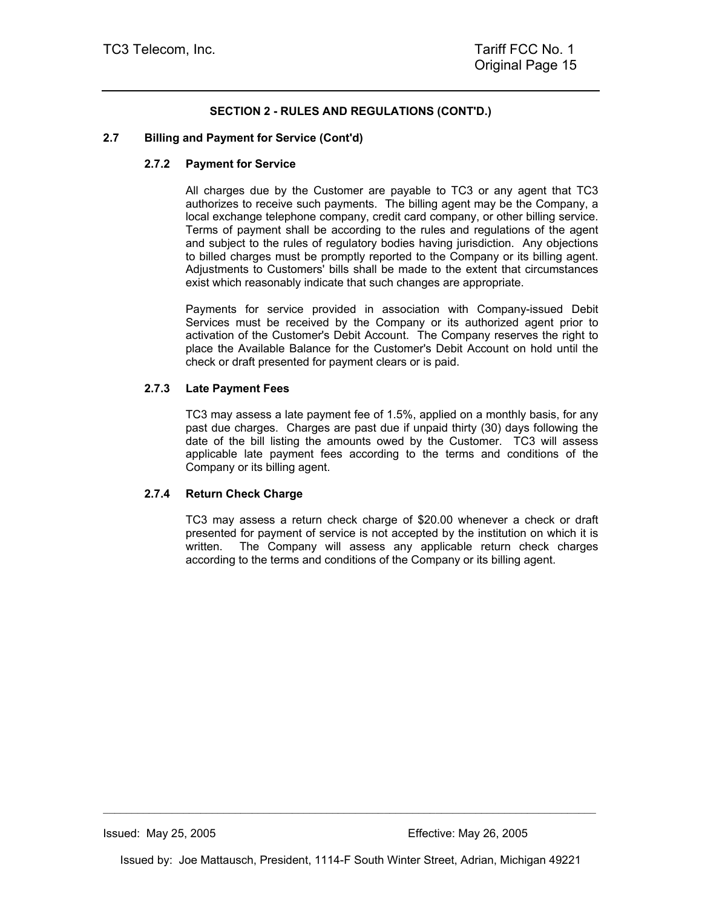## SECTION 2 - RULES AND REGULATIONS (CONT'D.)

### 2.7 Billing and Payment for Service (Cont'd)

#### 2.7.2 Payment for Service

All charges due by the Customer are payable to TC3 or any agent that TC3 authorizes to receive such payments. The billing agent may be the Company, a local exchange telephone company, credit card company, or other billing service. Terms of payment shall be according to the rules and regulations of the agent and subject to the rules of regulatory bodies having jurisdiction. Any objections to billed charges must be promptly reported to the Company or its billing agent. Adjustments to Customers' bills shall be made to the extent that circumstances exist which reasonably indicate that such changes are appropriate.

Payments for service provided in association with Company-issued Debit Services must be received by the Company or its authorized agent prior to activation of the Customer's Debit Account. The Company reserves the right to place the Available Balance for the Customer's Debit Account on hold until the check or draft presented for payment clears or is paid.

#### 2.7.3 Late Payment Fees

TC3 may assess a late payment fee of 1.5%, applied on a monthly basis, for any past due charges. Charges are past due if unpaid thirty (30) days following the date of the bill listing the amounts owed by the Customer. TC3 will assess applicable late payment fees according to the terms and conditions of the Company or its billing agent.

#### 2.7.4 Return Check Charge

TC3 may assess a return check charge of $20.00 whenever a check or draft presented for payment of service is not accepted by the institution on which it is written. The Company will assess any applicable return check charges according to the terms and conditions of the Company or its billing agent.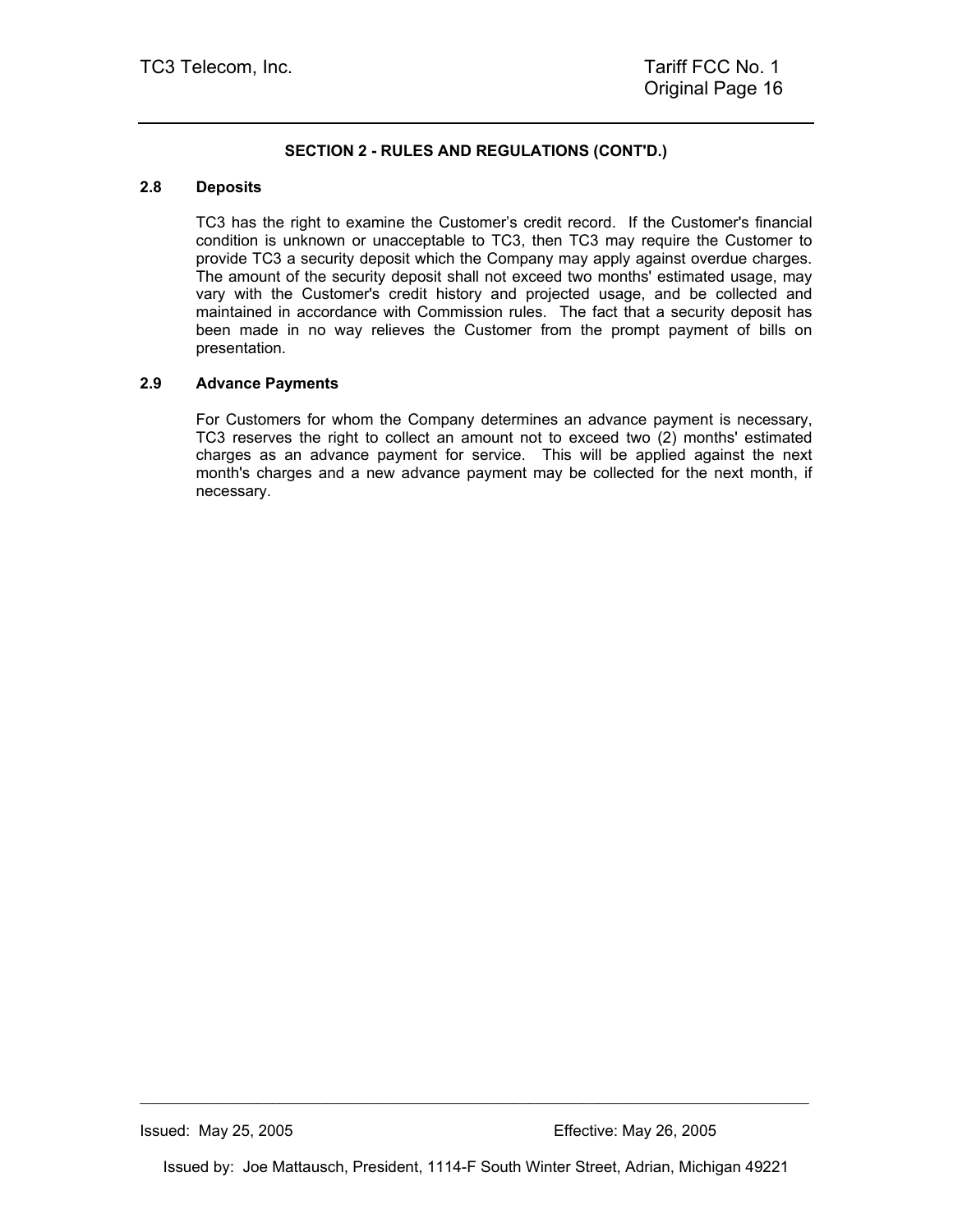**SECTION 2 - RULES AND REGULATIONS (CONT'D.)**

## 2.8 Deposits

TC3 has the right to examine the Customer's credit record. If the Customer's financial condition is unknown or unacceptable to TC3, then TC3 may require the Customer to provide TC3 a security deposit which the Company may apply against overdue charges. The amount of the security deposit shall not exceed two months' estimated usage, may vary with the Customer's credit history and projected usage, and be collected and maintained in accordance with Commission rules. The fact that a security deposit has been made in no way relieves the Customer from the prompt payment of bills on presentation.

## 2.9 Advance Payments

For Customers for whom the Company determines an advance payment is necessary, TC3 reserves the right to collect an amount not to exceed two (2) months' estimated charges as an advance payment for service. This will be applied against the next month's charges and a new advance payment may be collected for the next month, if necessary.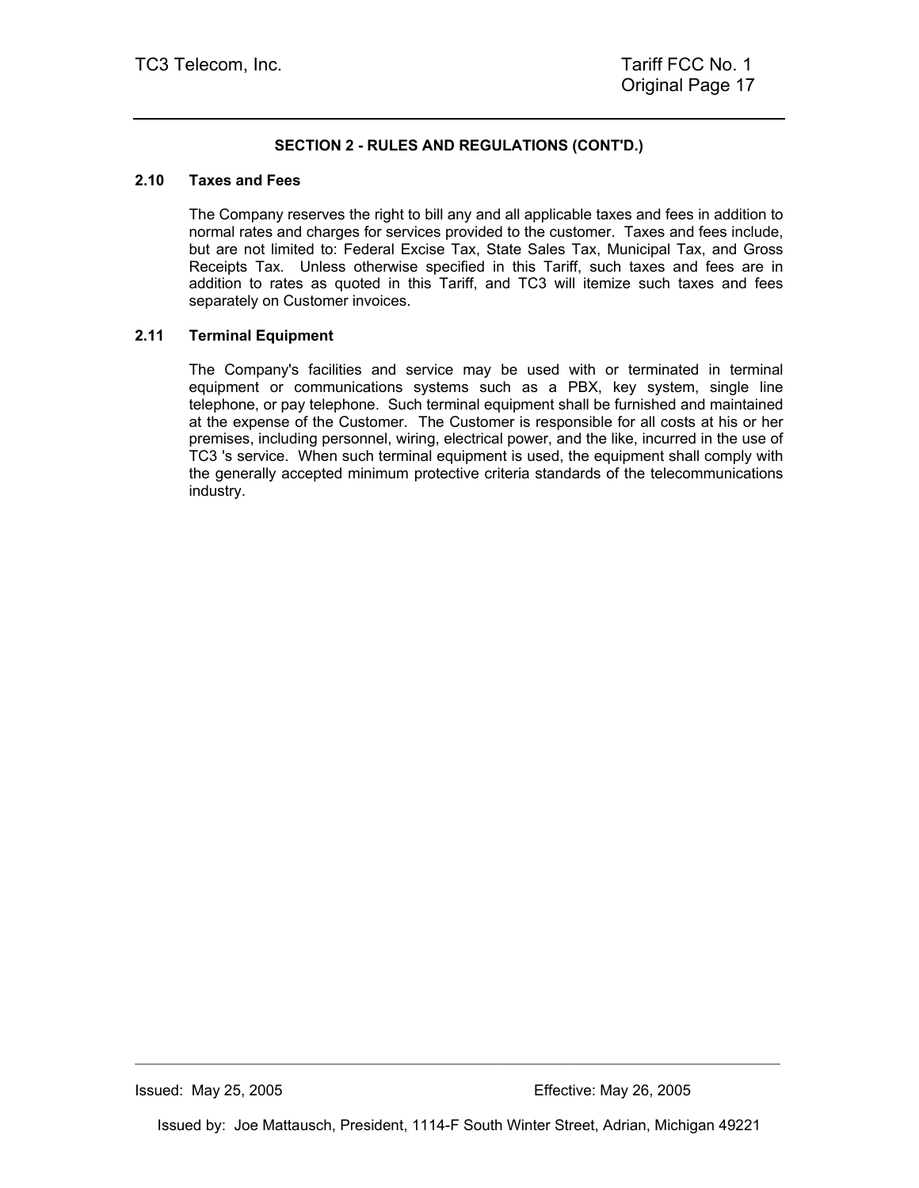**SECTION 2 - RULES AND REGULATIONS (CONT'D.)**

**2.10 Taxes and Fees**

The Company reserves the right to bill any and all applicable taxes and fees in addition to normal rates and charges for services provided to the customer. Taxes and fees include, but are not limited to: Federal Excise Tax, State Sales Tax, Municipal Tax, and Gross Receipts Tax. Unless otherwise specified in this Tariff, such taxes and fees are in addition to rates as quoted in this Tariff, and TC3 will itemize such taxes and fees separately on Customer invoices.

**2.11 Terminal Equipment**

The Company's facilities and service may be used with or terminated in terminal equipment or communications systems such as a PBX, key system, single line telephone, or pay telephone. Such terminal equipment shall be furnished and maintained at the expense of the Customer. The Customer is responsible for all costs at his or her premises, including personnel, wiring, electrical power, and the like, incurred in the use of TC3 's service. When such terminal equipment is used, the equipment shall comply with the generally accepted minimum protective criteria standards of the telecommunications industry.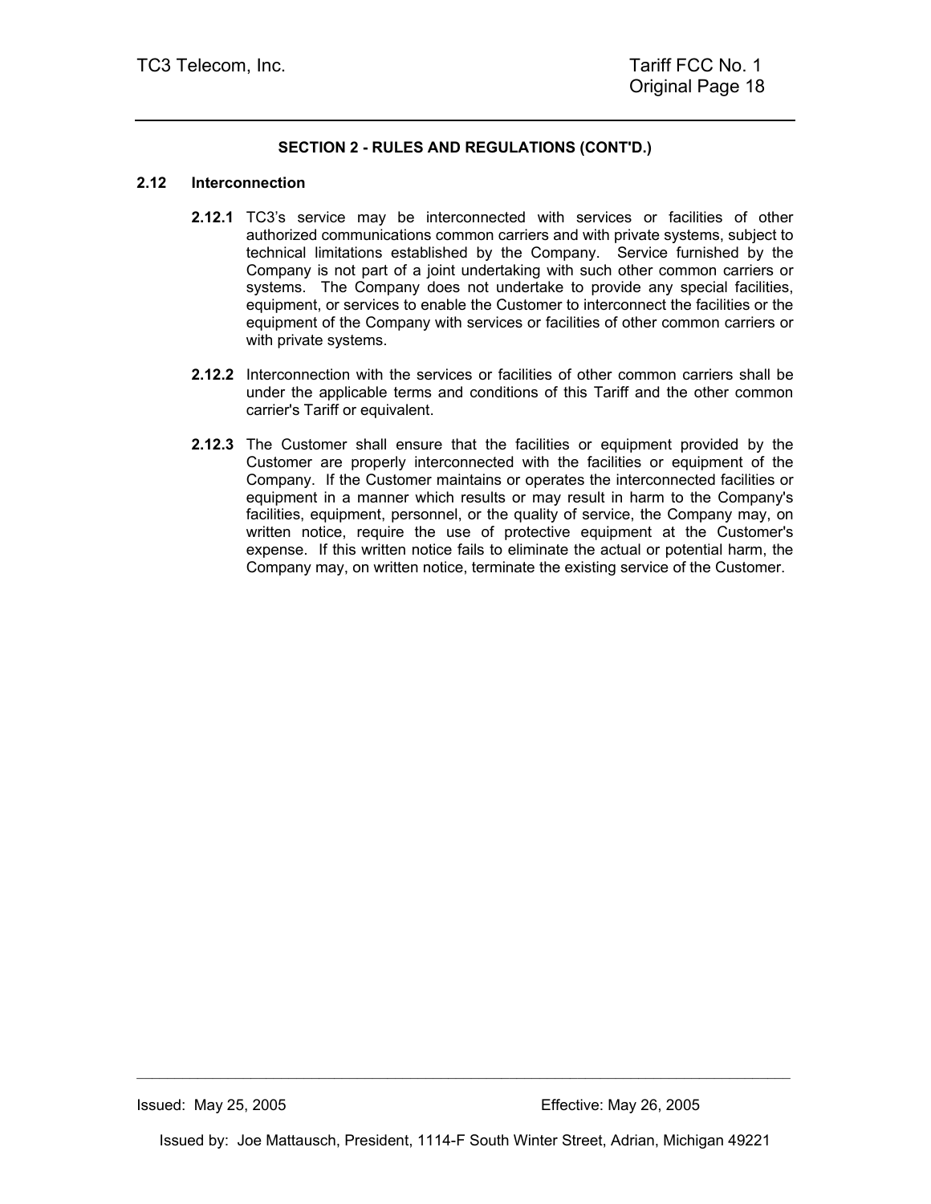## SECTION 2 - RULES AND REGULATIONS (CONT'D.)

### 2.12 Interconnection

**2.12.1** TC3's service may be interconnected with services or facilities of other authorized communications common carriers and with private systems, subject to technical limitations established by the Company. Service furnished by the Company is not part of a joint undertaking with such other common carriers or systems. The Company does not undertake to provide any special facilities, equipment, or services to enable the Customer to interconnect the facilities or the equipment of the Company with services or facilities of other common carriers or with private systems.

**2.12.2** Interconnection with the services or facilities of other common carriers shall be under the applicable terms and conditions of this Tariff and the other common carrier's Tariff or equivalent.

**2.12.3** The Customer shall ensure that the facilities or equipment provided by the Customer are properly interconnected with the facilities or equipment of the Company. If the Customer maintains or operates the interconnected facilities or equipment in a manner which results or may result in harm to the Company's facilities, equipment, personnel, or the quality of service, the Company may, on written notice, require the use of protective equipment at the Customer's expense. If this written notice fails to eliminate the actual or potential harm, the Company may, on written notice, terminate the existing service of the Customer.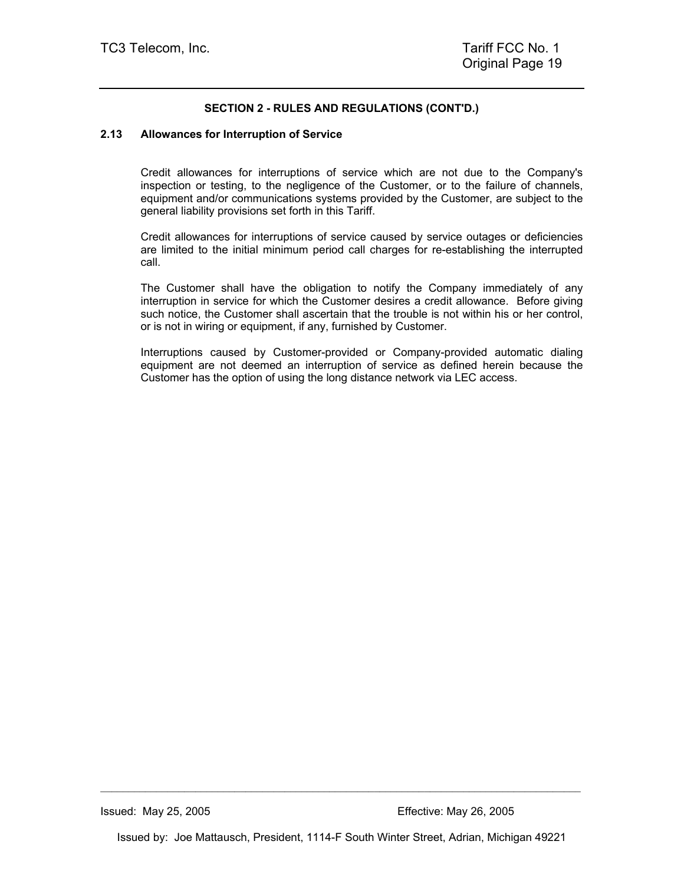## SECTION 2 - RULES AND REGULATIONS (CONT'D.)

### 2.13 Allowances for Interruption of Service

Credit allowances for interruptions of service which are not due to the Company's inspection or testing, to the negligence of the Customer, or to the failure of channels, equipment and/or communications systems provided by the Customer, are subject to the general liability provisions set forth in this Tariff.

Credit allowances for interruptions of service caused by service outages or deficiencies are limited to the initial minimum period call charges for re-establishing the interrupted call.

The Customer shall have the obligation to notify the Company immediately of any interruption in service for which the Customer desires a credit allowance. Before giving such notice, the Customer shall ascertain that the trouble is not within his or her control, or is not in wiring or equipment, if any, furnished by Customer.

Interruptions caused by Customer-provided or Company-provided automatic dialing equipment are not deemed an interruption of service as defined herein because the Customer has the option of using the long distance network via LEC access.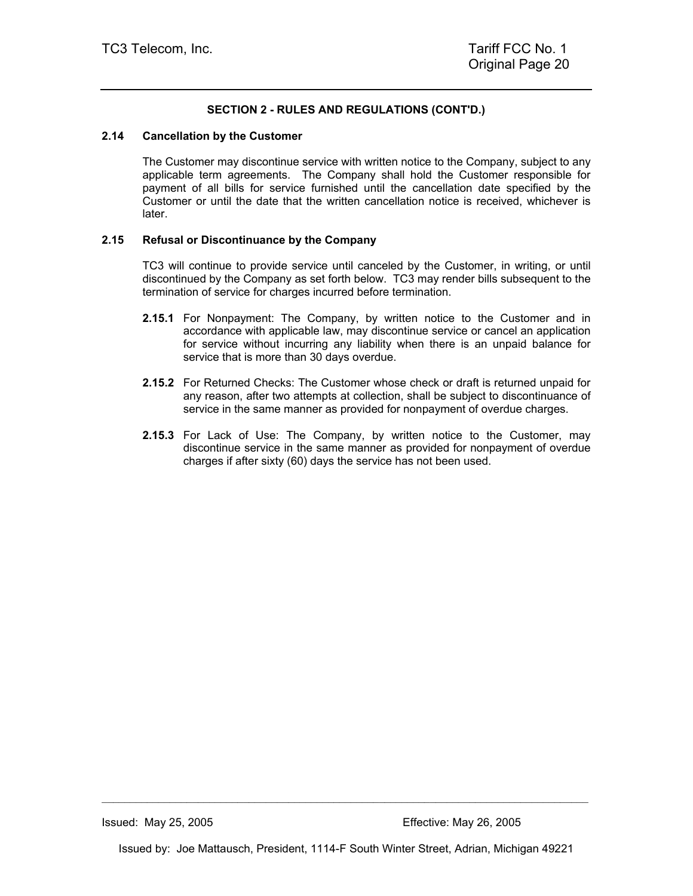**SECTION 2 - RULES AND REGULATIONS (CONT'D.)**

**2.14 Cancellation by the Customer**

The Customer may discontinue service with written notice to the Company, subject to any applicable term agreements. The Company shall hold the Customer responsible for payment of all bills for service furnished until the cancellation date specified by the Customer or until the date that the written cancellation notice is received, whichever is later.

**2.15 Refusal or Discontinuance by the Company**

TC3 will continue to provide service until canceled by the Customer, in writing, or until discontinued by the Company as set forth below. TC3 may render bills subsequent to the termination of service for charges incurred before termination.

**2.15.1** For Nonpayment: The Company, by written notice to the Customer and in accordance with applicable law, may discontinue service or cancel an application for service without incurring any liability when there is an unpaid balance for service that is more than 30 days overdue.

**2.15.2** For Returned Checks: The Customer whose check or draft is returned unpaid for any reason, after two attempts at collection, shall be subject to discontinuance of service in the same manner as provided for nonpayment of overdue charges.

**2.15.3** For Lack of Use: The Company, by written notice to the Customer, may discontinue service in the same manner as provided for nonpayment of overdue charges if after sixty (60) days the service has not been used.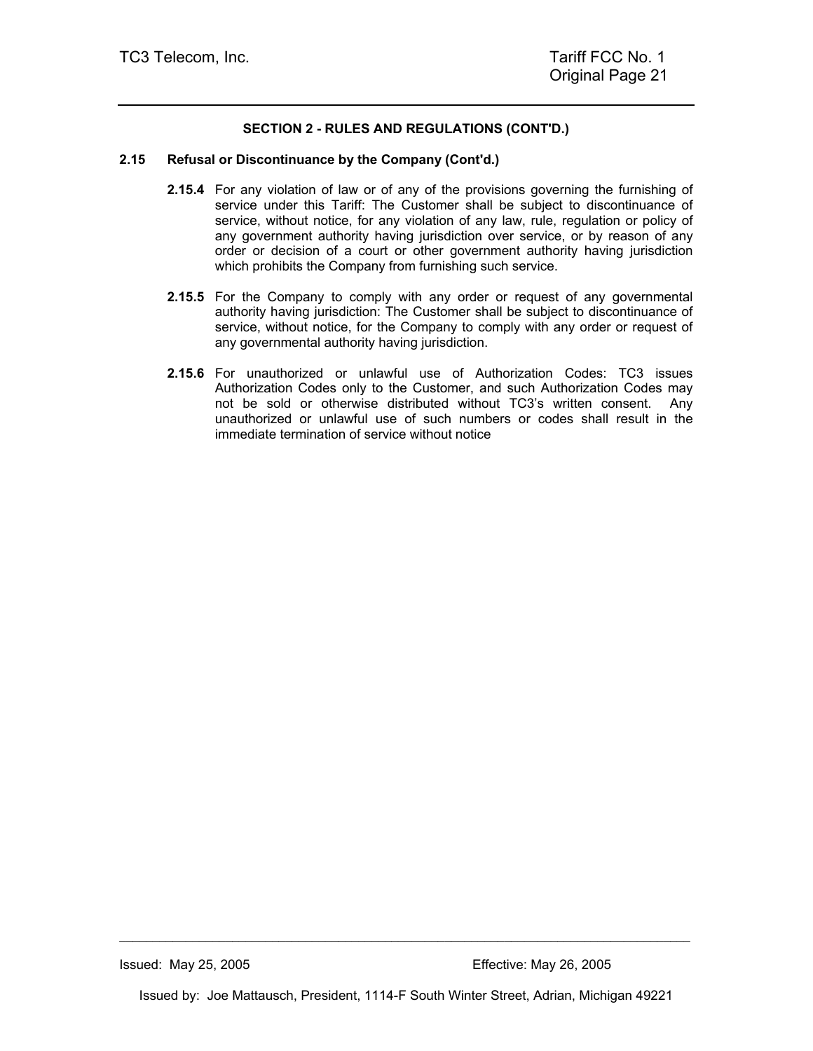## SECTION 2 - RULES AND REGULATIONS (CONT'D.)

### 2.15 Refusal or Discontinuance by the Company (Cont'd.)

**2.15.4** For any violation of law or of any of the provisions governing the furnishing of service under this Tariff: The Customer shall be subject to discontinuance of service, without notice, for any violation of any law, rule, regulation or policy of any government authority having jurisdiction over service, or by reason of any order or decision of a court or other government authority having jurisdiction which prohibits the Company from furnishing such service.

**2.15.5** For the Company to comply with any order or request of any governmental authority having jurisdiction: The Customer shall be subject to discontinuance of service, without notice, for the Company to comply with any order or request of any governmental authority having jurisdiction.

**2.15.6** For unauthorized or unlawful use of Authorization Codes: TC3 issues Authorization Codes only to the Customer, and such Authorization Codes may not be sold or otherwise distributed without TC3's written consent. Any unauthorized or unlawful use of such numbers or codes shall result in the immediate termination of service without notice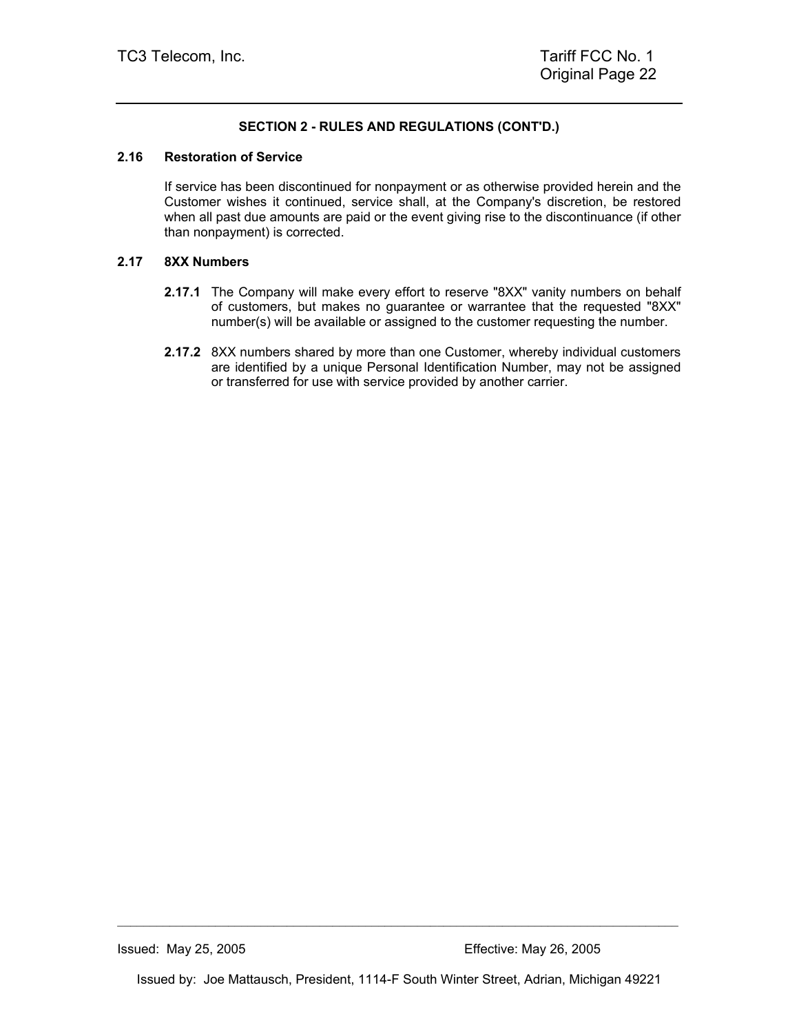**SECTION 2 - RULES AND REGULATIONS (CONT'D.)**

**2.16 Restoration of Service**

If service has been discontinued for nonpayment or as otherwise provided herein and the Customer wishes it continued, service shall, at the Company's discretion, be restored when all past due amounts are paid or the event giving rise to the discontinuance (if other than nonpayment) is corrected.

**2.17 8XX Numbers**

**2.17.1** The Company will make every effort to reserve "8XX" vanity numbers on behalf of customers, but makes no guarantee or warrantee that the requested "8XX" number(s) will be available or assigned to the customer requesting the number.

**2.17.2** 8XX numbers shared by more than one Customer, whereby individual customers are identified by a unique Personal Identification Number, may not be assigned or transferred for use with service provided by another carrier.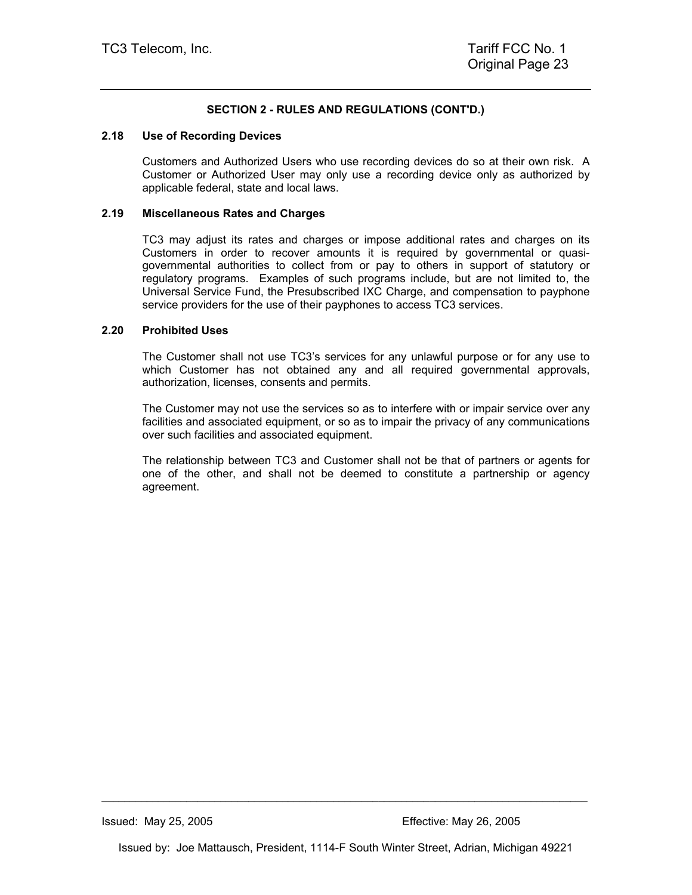**SECTION 2 - RULES AND REGULATIONS (CONT'D.)**

### 2.18 Use of Recording Devices

Customers and Authorized Users who use recording devices do so at their own risk. A Customer or Authorized User may only use a recording device only as authorized by applicable federal, state and local laws.

### 2.19 Miscellaneous Rates and Charges

TC3 may adjust its rates and charges or impose additional rates and charges on its Customers in order to recover amounts it is required by governmental or quasi-governmental authorities to collect from or pay to others in support of statutory or regulatory programs. Examples of such programs include, but are not limited to, the Universal Service Fund, the Presubscribed IXC Charge, and compensation to payphone service providers for the use of their payphones to access TC3 services.

### 2.20 Prohibited Uses

The Customer shall not use TC3's services for any unlawful purpose or for any use to which Customer has not obtained any and all required governmental approvals, authorization, licenses, consents and permits.

The Customer may not use the services so as to interfere with or impair service over any facilities and associated equipment, or so as to impair the privacy of any communications over such facilities and associated equipment.

The relationship between TC3 and Customer shall not be that of partners or agents for one of the other, and shall not be deemed to constitute a partnership or agency agreement.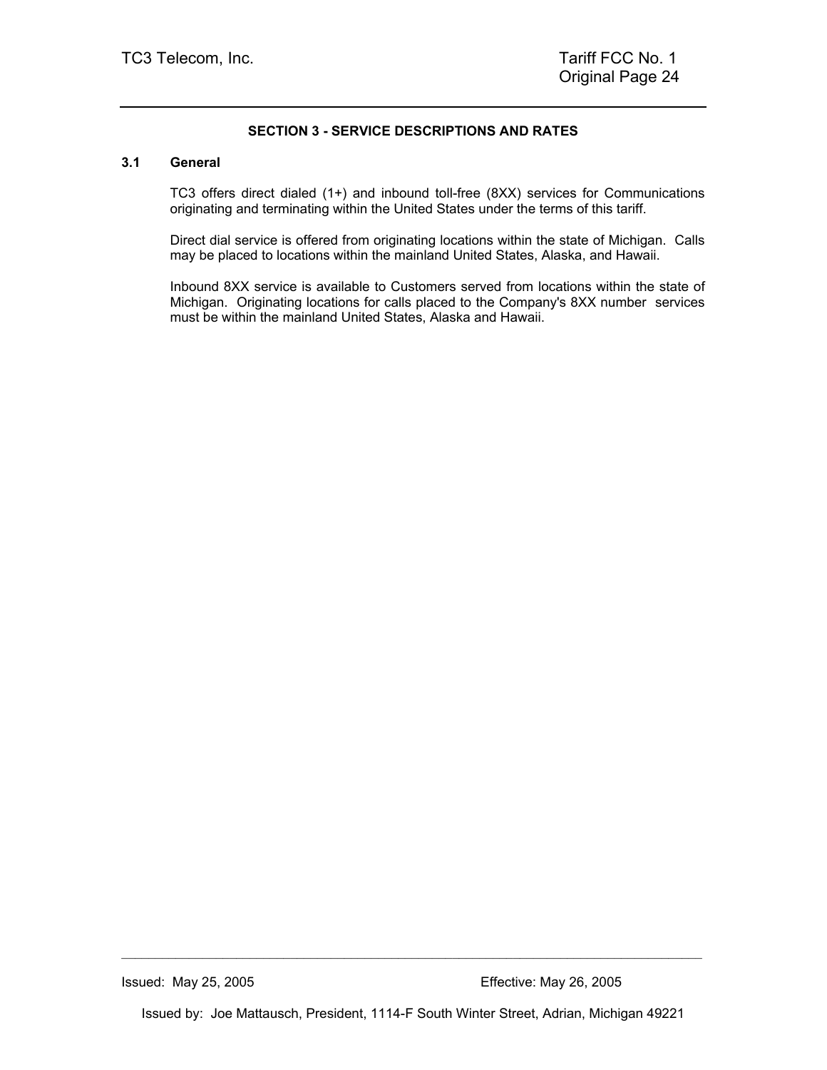## SECTION 3 - SERVICE DESCRIPTIONS AND RATES

### 3.1 General

TC3 offers direct dialed (1+) and inbound toll-free (8XX) services for Communications originating and terminating within the United States under the terms of this tariff.

Direct dial service is offered from originating locations within the state of Michigan. Calls may be placed to locations within the mainland United States, Alaska, and Hawaii.

Inbound 8XX service is available to Customers served from locations within the state of Michigan. Originating locations for calls placed to the Company's 8XX number services must be within the mainland United States, Alaska and Hawaii.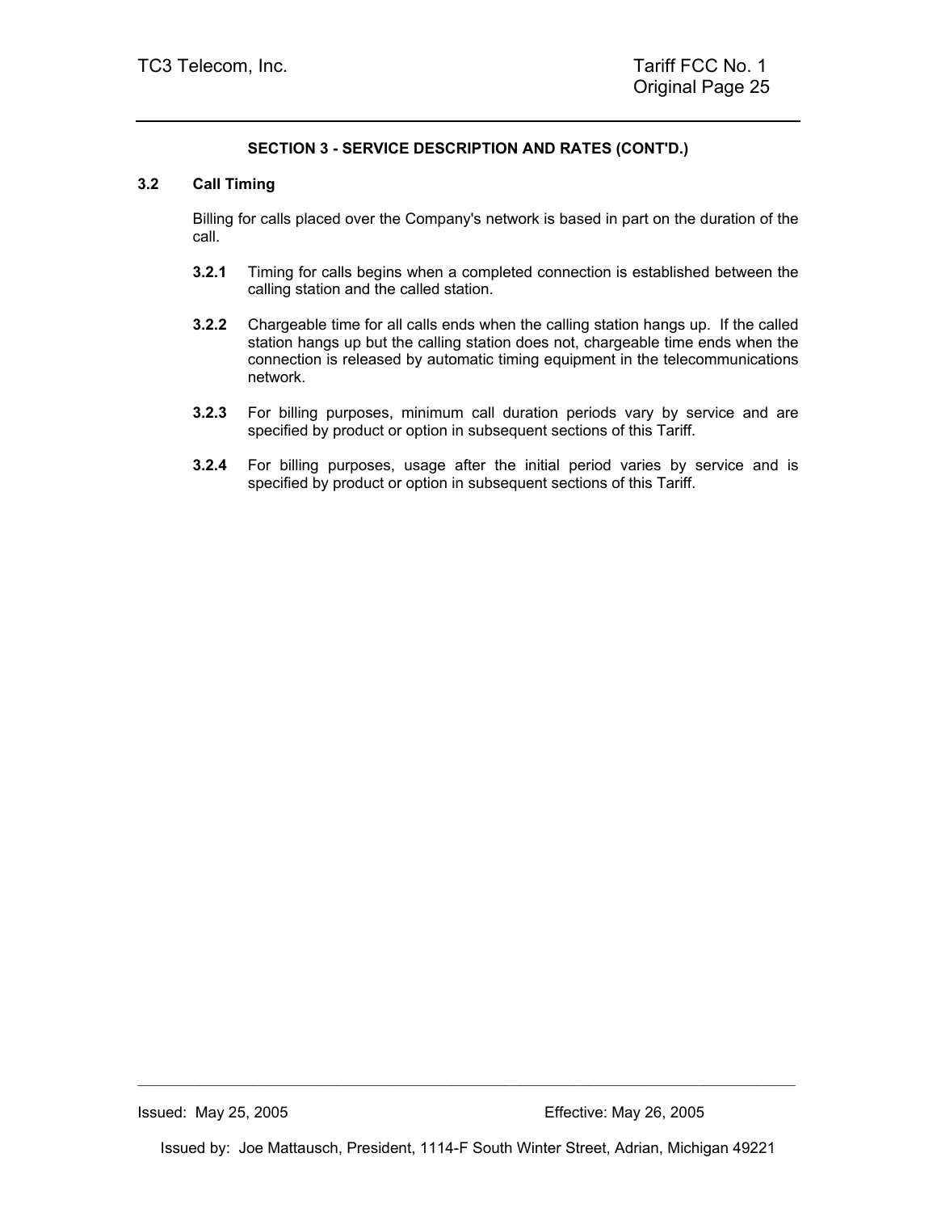## SECTION 3 - SERVICE DESCRIPTION AND RATES (CONT'D.)

### 3.2 Call Timing

Billing for calls placed over the Company's network is based in part on the duration of the call.

**3.2.1** Timing for calls begins when a completed connection is established between the calling station and the called station.

**3.2.2** Chargeable time for all calls ends when the calling station hangs up. If the called station hangs up but the calling station does not, chargeable time ends when the connection is released by automatic timing equipment in the telecommunications network.

**3.2.3** For billing purposes, minimum call duration periods vary by service and are specified by product or option in subsequent sections of this Tariff.

**3.2.4** For billing purposes, usage after the initial period varies by service and is specified by product or option in subsequent sections of this Tariff.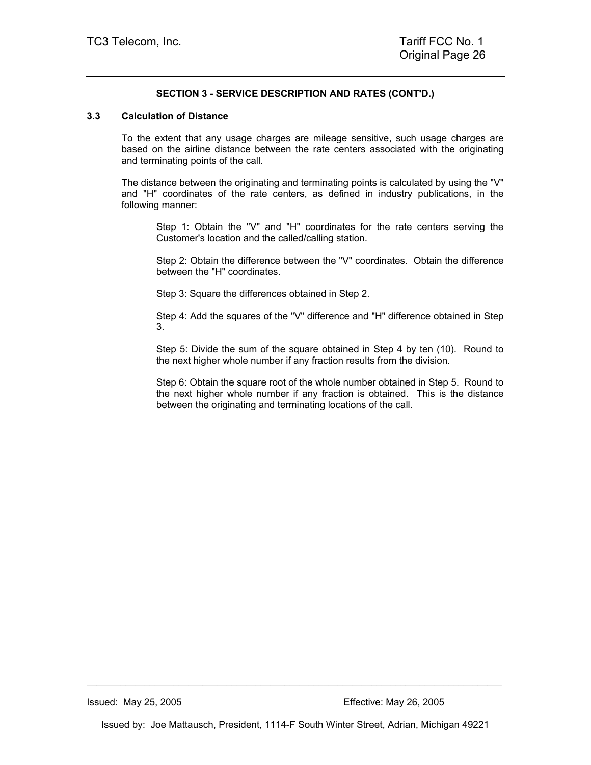**SECTION 3 - SERVICE DESCRIPTION AND RATES (CONT'D.)**

**3.3 Calculation of Distance**

To the extent that any usage charges are mileage sensitive, such usage charges are based on the airline distance between the rate centers associated with the originating and terminating points of the call.

The distance between the originating and terminating points is calculated by using the "V" and "H" coordinates of the rate centers, as defined in industry publications, in the following manner:

Step 1: Obtain the "V" and "H" coordinates for the rate centers serving the Customer's location and the called/calling station.

Step 2: Obtain the difference between the "V" coordinates. Obtain the difference between the "H" coordinates.

Step 3: Square the differences obtained in Step 2.

Step 4: Add the squares of the "V" difference and "H" difference obtained in Step 3.

Step 5: Divide the sum of the square obtained in Step 4 by ten (10). Round to the next higher whole number if any fraction results from the division.

Step 6: Obtain the square root of the whole number obtained in Step 5. Round to the next higher whole number if any fraction is obtained. This is the distance between the originating and terminating locations of the call.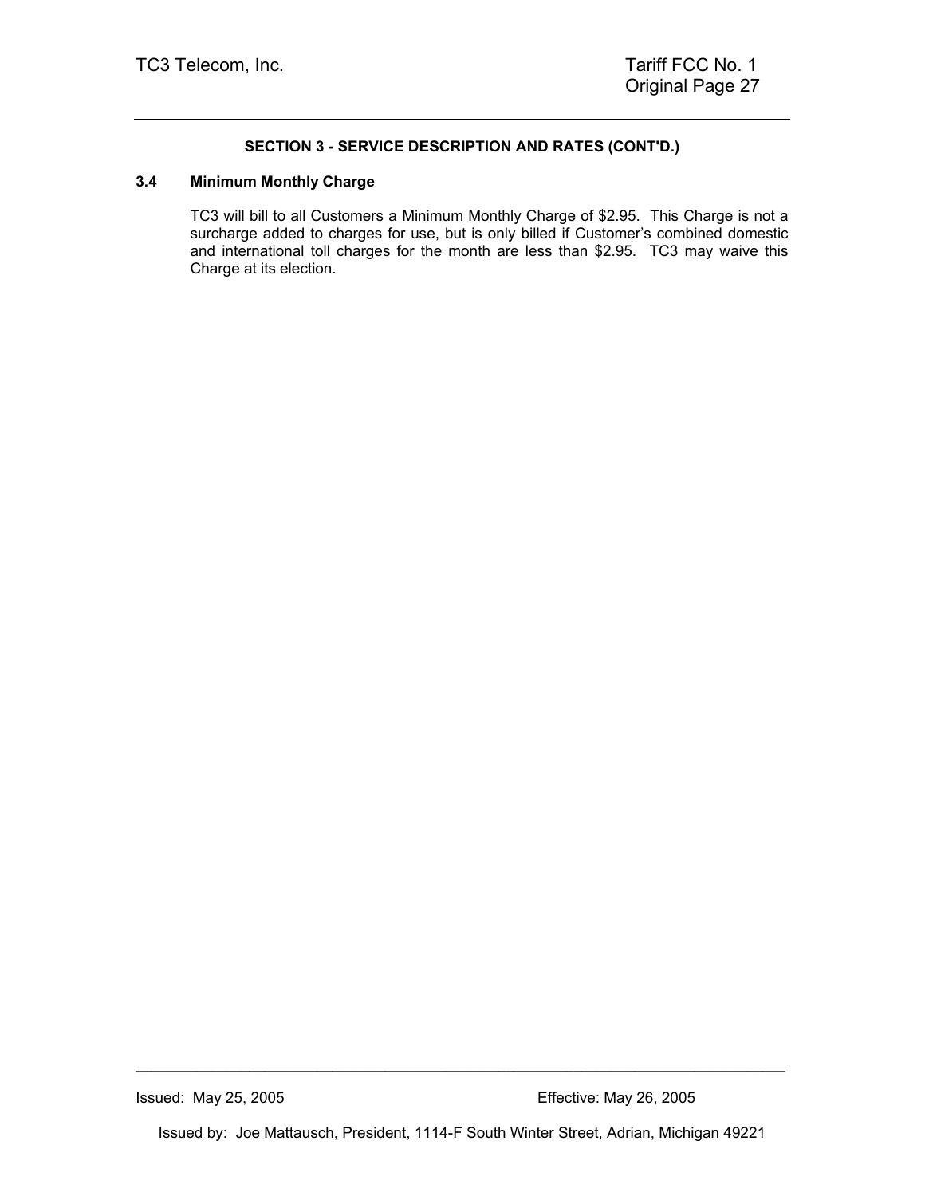**SECTION 3 - SERVICE DESCRIPTION AND RATES (CONT'D.)**

**3.4 Minimum Monthly Charge**

TC3 will bill to all Customers a Minimum Monthly Charge of $2.95. This Charge is not a surcharge added to charges for use, but is only billed if Customer's combined domestic and international toll charges for the month are less than $2.95. TC3 may waive this Charge at its election.

Issued: May 25, 2005 Effective: May 26, 2005

Issued by: Joe Mattausch, President, 1114-F South Winter Street, Adrian, Michigan 49221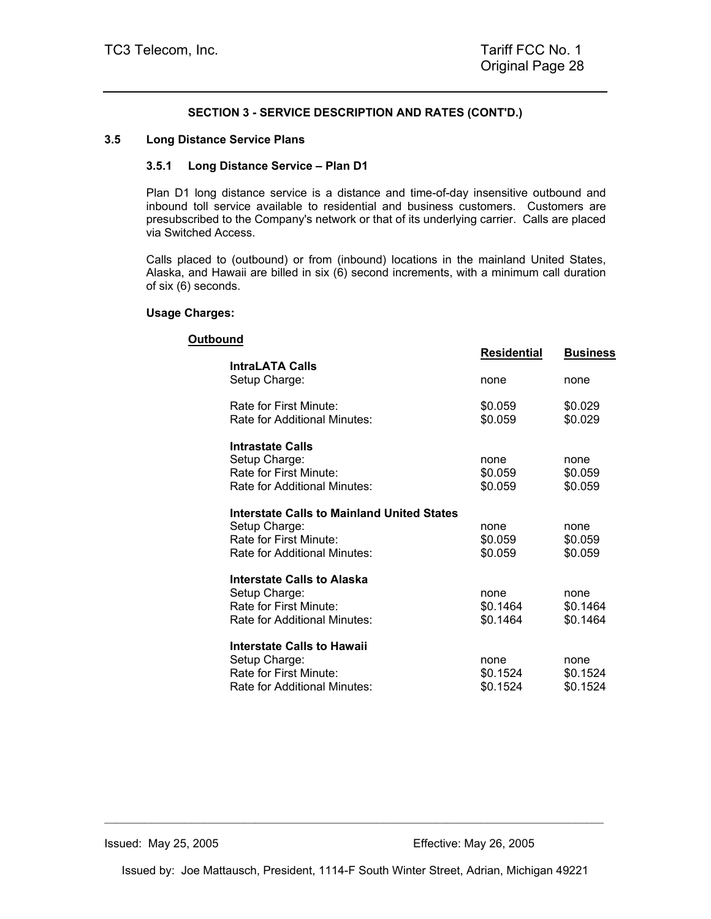**SECTION 3 - SERVICE DESCRIPTION AND RATES (CONT'D.)**

### 3.5 Long Distance Service Plans

#### 3.5.1 Long Distance Service – Plan D1

Plan D1 long distance service is a distance and time-of-day insensitive outbound and inbound toll service available to residential and business customers. Customers are presubscribed to the Company's network or that of its underlying carrier. Calls are placed via Switched Access.

Calls placed to (outbound) or from (inbound) locations in the mainland United States, Alaska, and Hawaii are billed in six (6) second increments, with a minimum call duration of six (6) seconds.

**Usage Charges:**

**Outbound**

| | Residential | Business |
|---|---|---|
| **IntraLATA Calls** | | |
| Setup Charge: | none | none |
| Rate for First Minute: | $0.059 | $0.029 |
| Rate for Additional Minutes: | $0.059 | $0.029 |
| **Intrastate Calls** | | |
| Setup Charge: | none | none |
| Rate for First Minute: | $0.059 | $0.059 |
| Rate for Additional Minutes: | $0.059 | $0.059 |
| **Interstate Calls to Mainland United States** | | |
| Setup Charge: | none | none |
| Rate for First Minute: | $0.059 | $0.059 |
| Rate for Additional Minutes: | $0.059 | $0.059 |
| **Interstate Calls to Alaska** | | |
| Setup Charge: | none | none |
| Rate for First Minute: | $0.1464 | $0.1464 |
| Rate for Additional Minutes: | $0.1464 | $0.1464 |
| **Interstate Calls to Hawaii** | | |
| Setup Charge: | none | none |
| Rate for First Minute: | $0.1524 | $0.1524 |
| Rate for Additional Minutes: | $0.1524 | $0.1524 |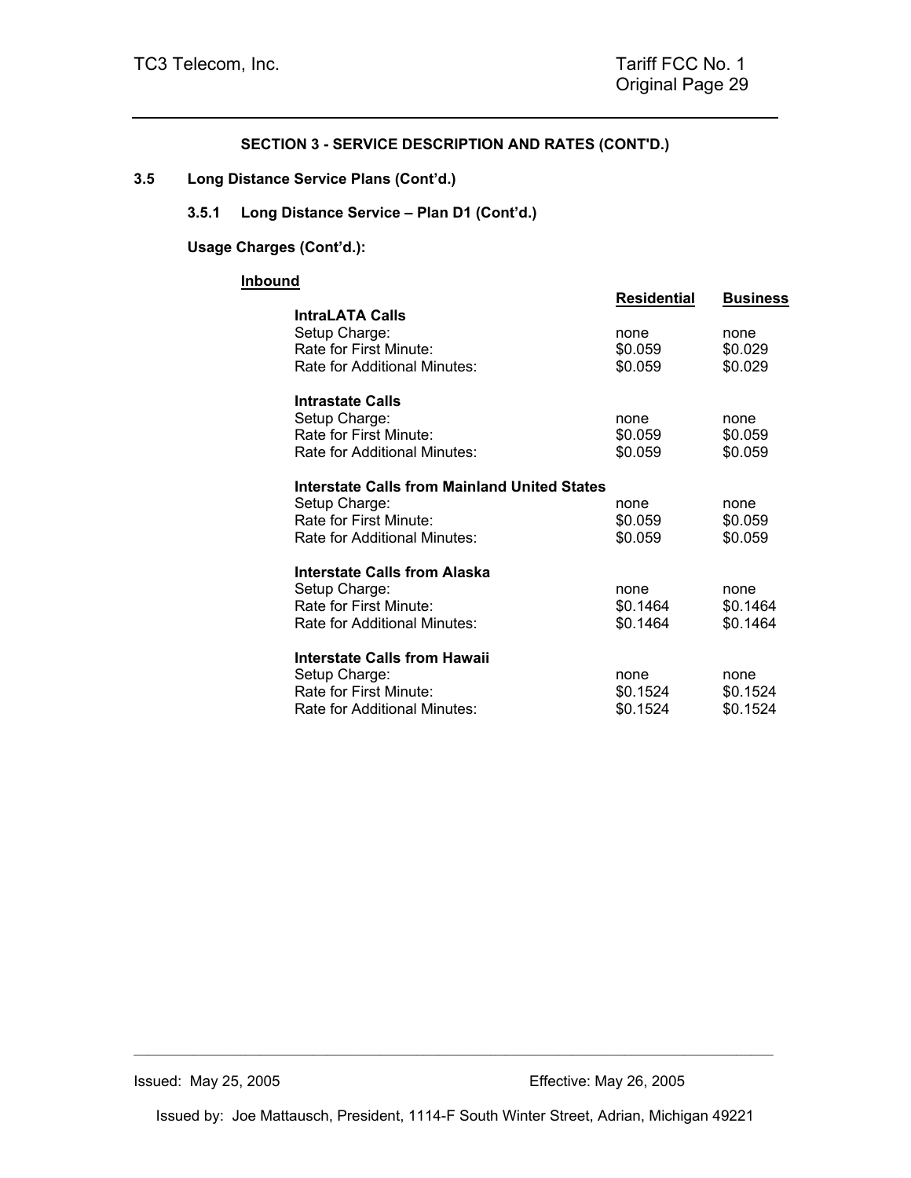## SECTION 3 - SERVICE DESCRIPTION AND RATES (CONT'D.)

### 3.5 Long Distance Service Plans (Cont'd.)

#### 3.5.1 Long Distance Service – Plan D1 (Cont'd.)

**Usage Charges (Cont'd.):**

**Inbound**

| | Residential | Business |
|---|---|---|
| **IntraLATA Calls** | | |
| Setup Charge: | none | none |
| Rate for First Minute: | $0.059 | $0.029 |
| Rate for Additional Minutes: | $0.059 | $0.029 |
| **Intrastate Calls** | | |
| Setup Charge: | none | none |
| Rate for First Minute: | $0.059 | $0.059 |
| Rate for Additional Minutes: | $0.059 | $0.059 |
| **Interstate Calls from Mainland United States** | | |
| Setup Charge: | none | none |
| Rate for First Minute: | $0.059 | $0.059 |
| Rate for Additional Minutes: | $0.059 | $0.059 |
| **Interstate Calls from Alaska** | | |
| Setup Charge: | none | none |
| Rate for First Minute: | $0.1464 | $0.1464 |
| Rate for Additional Minutes: | $0.1464 | $0.1464 |
| **Interstate Calls from Hawaii** | | |
| Setup Charge: | none | none |
| Rate for First Minute: | $0.1524 | $0.1524 |
| Rate for Additional Minutes: | $0.1524 | $0.1524 |

Issued: May 25, 2005 Effective: May 26, 2005

Issued by: Joe Mattausch, President, 1114-F South Winter Street, Adrian, Michigan 49221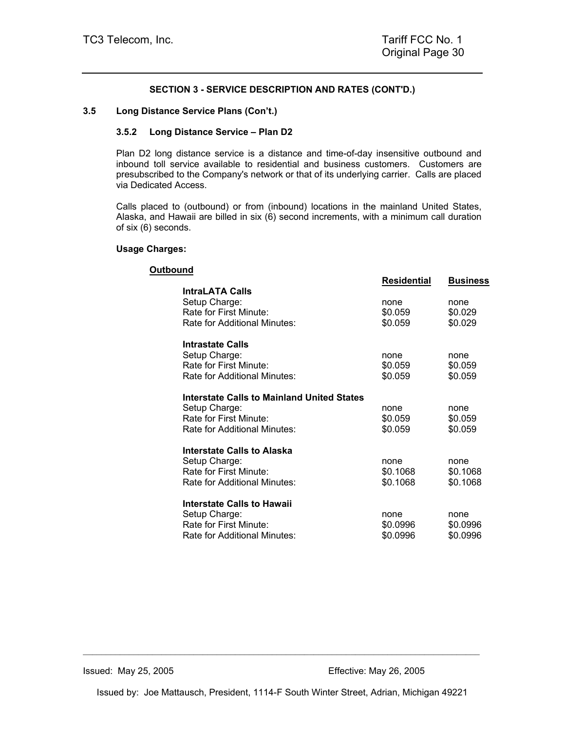## SECTION 3 - SERVICE DESCRIPTION AND RATES (CONT'D.)

### 3.5 Long Distance Service Plans (Con't.)

#### 3.5.2 Long Distance Service – Plan D2

Plan D2 long distance service is a distance and time-of-day insensitive outbound and inbound toll service available to residential and business customers. Customers are presubscribed to the Company's network or that of its underlying carrier. Calls are placed via Dedicated Access.

Calls placed to (outbound) or from (inbound) locations in the mainland United States, Alaska, and Hawaii are billed in six (6) second increments, with a minimum call duration of six (6) seconds.

**Usage Charges:**

**Outbound**

| | Residential | Business |
|---|---|---|
| **IntraLATA Calls** | | |
| Setup Charge: | none | none |
| Rate for First Minute: | \$0.059 | \$0.029 |
| Rate for Additional Minutes: | \$0.059 | \$0.029 |
| **Intrastate Calls** | | |
| Setup Charge: | none | none |
| Rate for First Minute: | \$0.059 | \$0.059 |
| Rate for Additional Minutes: | \$0.059 | \$0.059 |
| **Interstate Calls to Mainland United States** | | |
| Setup Charge: | none | none |
| Rate for First Minute: | \$0.059 | \$0.059 |
| Rate for Additional Minutes: | \$0.059 | \$0.059 |
| **Interstate Calls to Alaska** | | |
| Setup Charge: | none | none |
| Rate for First Minute: | \$0.1068 | \$0.1068 |
| Rate for Additional Minutes: | \$0.1068 | \$0.1068 |
| **Interstate Calls to Hawaii** | | |
| Setup Charge: | none | none |
| Rate for First Minute: | \$0.0996 | \$0.0996 |
| Rate for Additional Minutes: | \$0.0996 | \$0.0996 |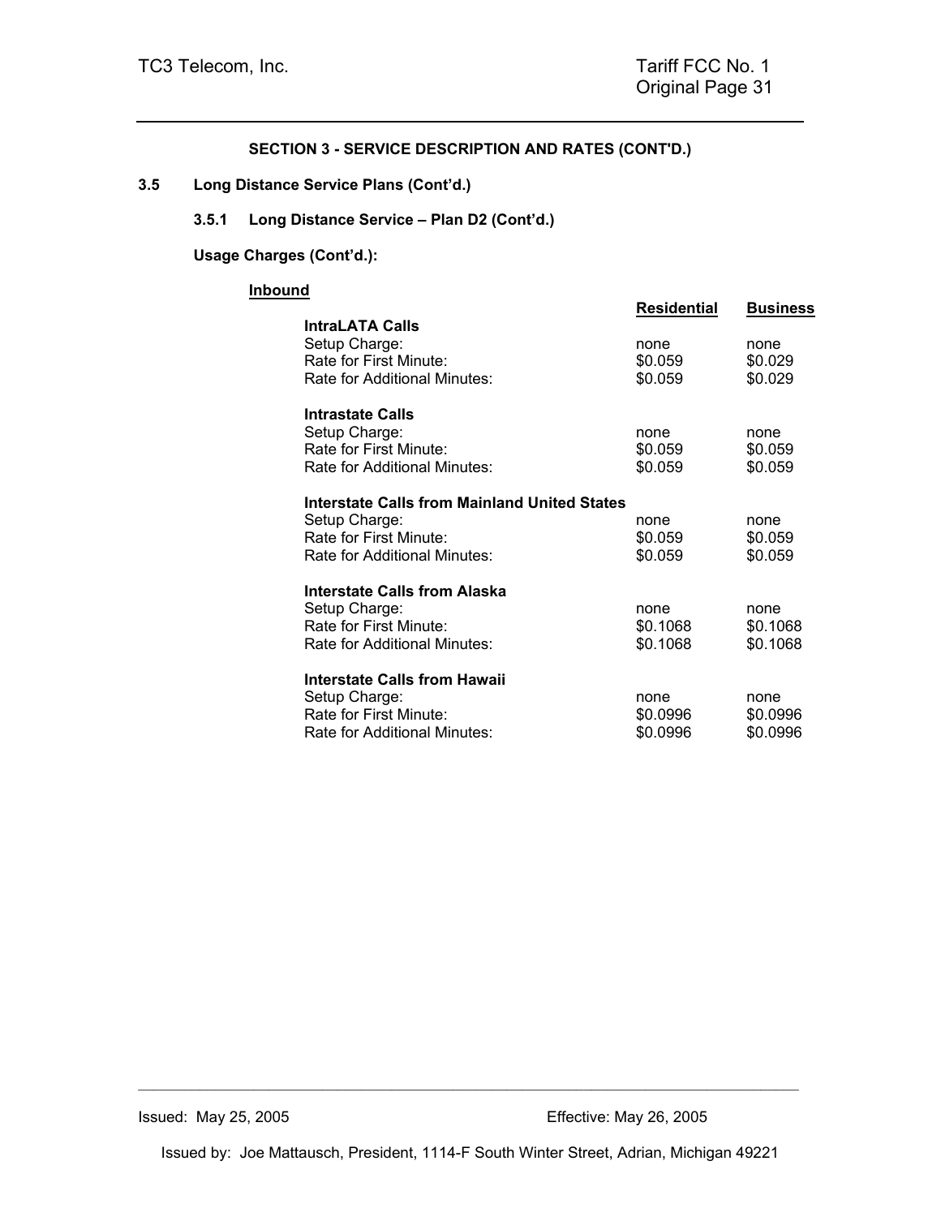## SECTION 3 - SERVICE DESCRIPTION AND RATES (CONT'D.)

### 3.5 Long Distance Service Plans (Cont'd.)

#### 3.5.1 Long Distance Service – Plan D2 (Cont'd.)

**Usage Charges (Cont'd.):**

**Inbound**

| | Residential | Business |
|---|---|---|
| **IntraLATA Calls** | | |
| Setup Charge: | none | none |
| Rate for First Minute: | $0.059 | $0.029 |
| Rate for Additional Minutes: | $0.059 | $0.029 |
| **Intrastate Calls** | | |
| Setup Charge: | none | none |
| Rate for First Minute: | $0.059 | $0.059 |
| Rate for Additional Minutes: | $0.059 | $0.059 |
| **Interstate Calls from Mainland United States** | | |
| Setup Charge: | none | none |
| Rate for First Minute: | $0.059 | $0.059 |
| Rate for Additional Minutes: | $0.059 | $0.059 |
| **Interstate Calls from Alaska** | | |
| Setup Charge: | none | none |
| Rate for First Minute: | $0.1068 | $0.1068 |
| Rate for Additional Minutes: | $0.1068 | $0.1068 |
| **Interstate Calls from Hawaii** | | |
| Setup Charge: | none | none |
| Rate for First Minute: | $0.0996 | $0.0996 |
| Rate for Additional Minutes: | $0.0996 | $0.0996 |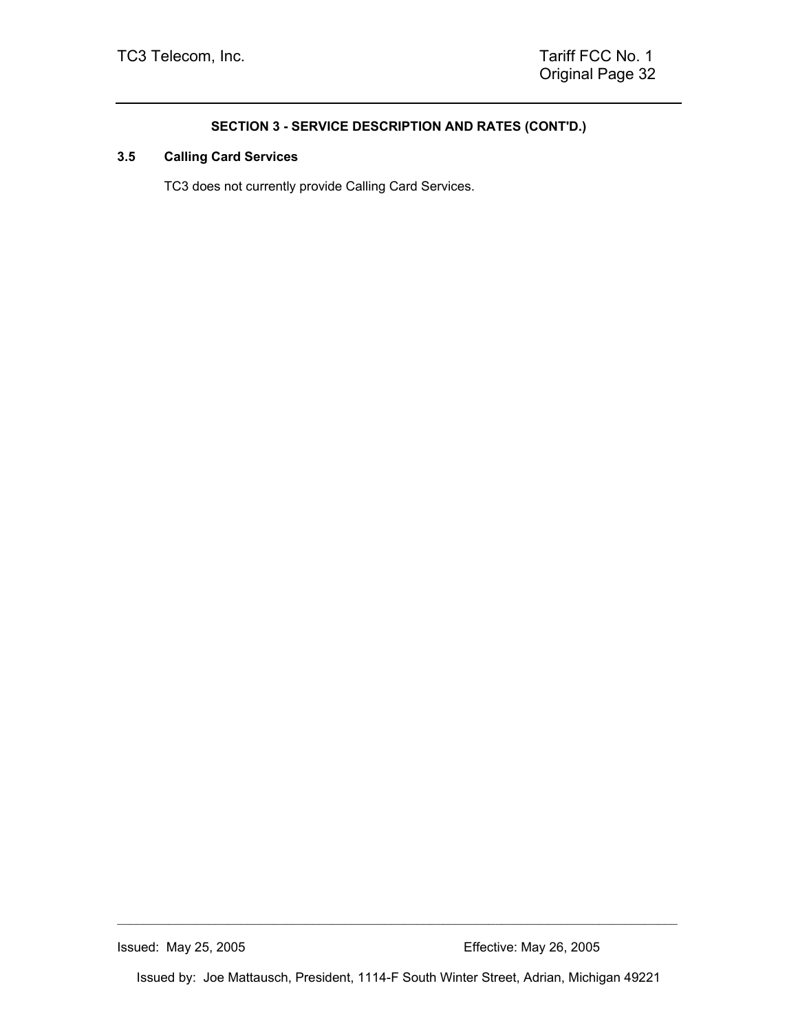## SECTION 3 - SERVICE DESCRIPTION AND RATES (CONT'D.)

### 3.5 Calling Card Services

TC3 does not currently provide Calling Card Services.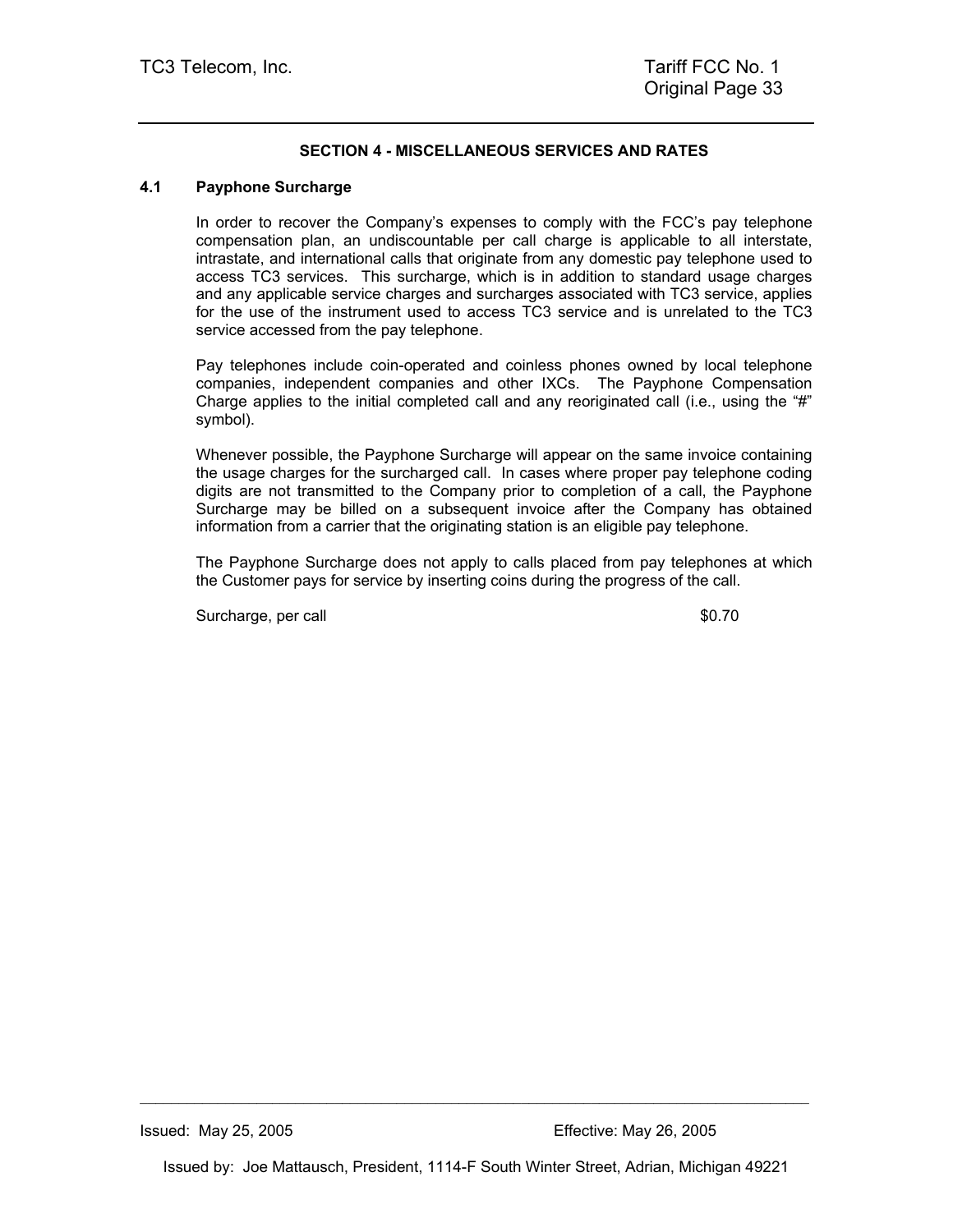## SECTION 4 - MISCELLANEOUS SERVICES AND RATES

### 4.1 Payphone Surcharge

In order to recover the Company's expenses to comply with the FCC's pay telephone compensation plan, an undiscountable per call charge is applicable to all interstate, intrastate, and international calls that originate from any domestic pay telephone used to access TC3 services. This surcharge, which is in addition to standard usage charges and any applicable service charges and surcharges associated with TC3 service, applies for the use of the instrument used to access TC3 service and is unrelated to the TC3 service accessed from the pay telephone.

Pay telephones include coin-operated and coinless phones owned by local telephone companies, independent companies and other IXCs. The Payphone Compensation Charge applies to the initial completed call and any reoriginated call (i.e., using the "#" symbol).

Whenever possible, the Payphone Surcharge will appear on the same invoice containing the usage charges for the surcharged call. In cases where proper pay telephone coding digits are not transmitted to the Company prior to completion of a call, the Payphone Surcharge may be billed on a subsequent invoice after the Company has obtained information from a carrier that the originating station is an eligible pay telephone.

The Payphone Surcharge does not apply to calls placed from pay telephones at which the Customer pays for service by inserting coins during the progress of the call.

Surcharge, per call $0.70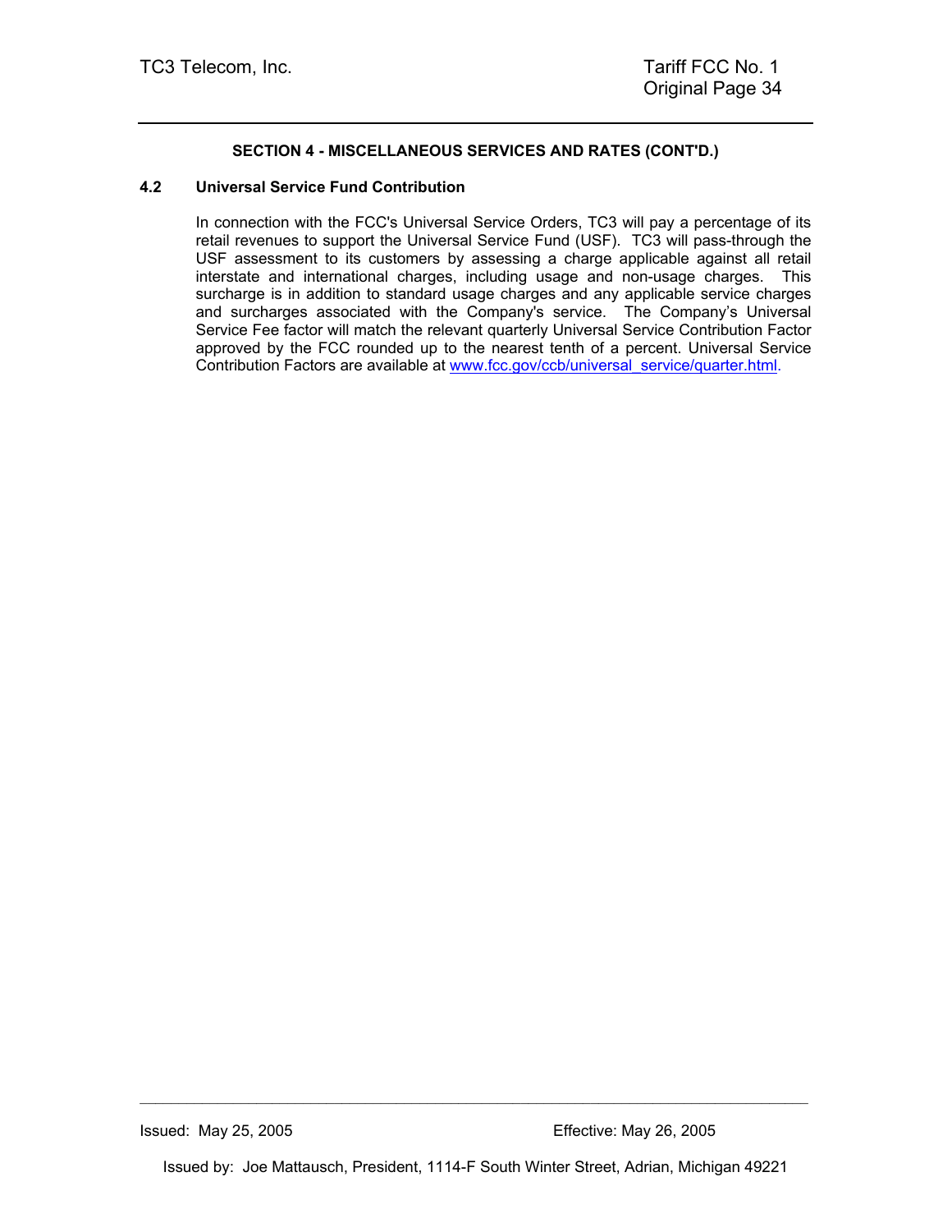**SECTION 4 - MISCELLANEOUS SERVICES AND RATES (CONT'D.)**

**4.2 Universal Service Fund Contribution**

In connection with the FCC's Universal Service Orders, TC3 will pay a percentage of its retail revenues to support the Universal Service Fund (USF). TC3 will pass-through the USF assessment to its customers by assessing a charge applicable against all retail interstate and international charges, including usage and non-usage charges. This surcharge is in addition to standard usage charges and any applicable service charges and surcharges associated with the Company's service. The Company's Universal Service Fee factor will match the relevant quarterly Universal Service Contribution Factor approved by the FCC rounded up to the nearest tenth of a percent. Universal Service Contribution Factors are available at www.fcc.gov/ccb/universal_service/quarter.html.

Issued: May 25, 2005 Effective: May 26, 2005

Issued by: Joe Mattausch, President, 1114-F South Winter Street, Adrian, Michigan 49221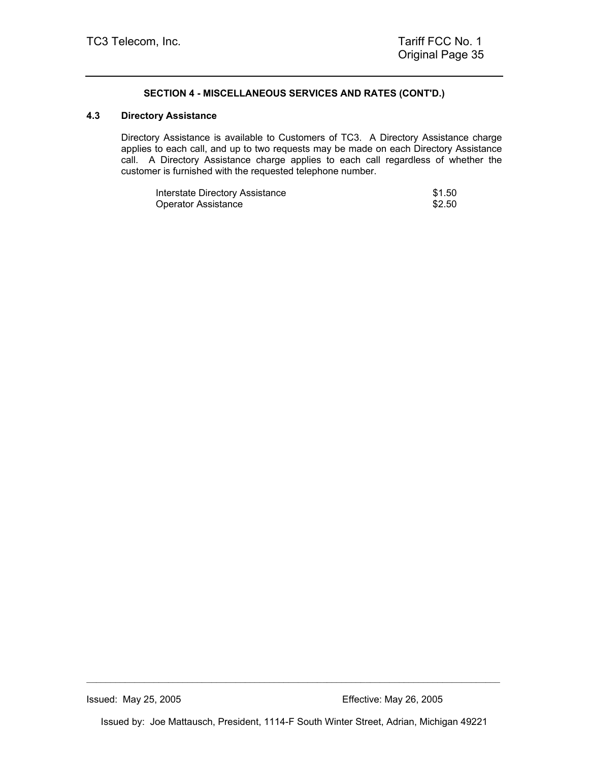**SECTION 4 - MISCELLANEOUS SERVICES AND RATES (CONT'D.)**

### 4.3 Directory Assistance

Directory Assistance is available to Customers of TC3. A Directory Assistance charge applies to each call, and up to two requests may be made on each Directory Assistance call. A Directory Assistance charge applies to each call regardless of whether the customer is furnished with the requested telephone number.

| | |
|---|---|
| Interstate Directory Assistance | $1.50 |
| Operator Assistance | $2.50 |

Issued: May 25, 2005 Effective: May 26, 2005

Issued by: Joe Mattausch, President, 1114-F South Winter Street, Adrian, Michigan 49221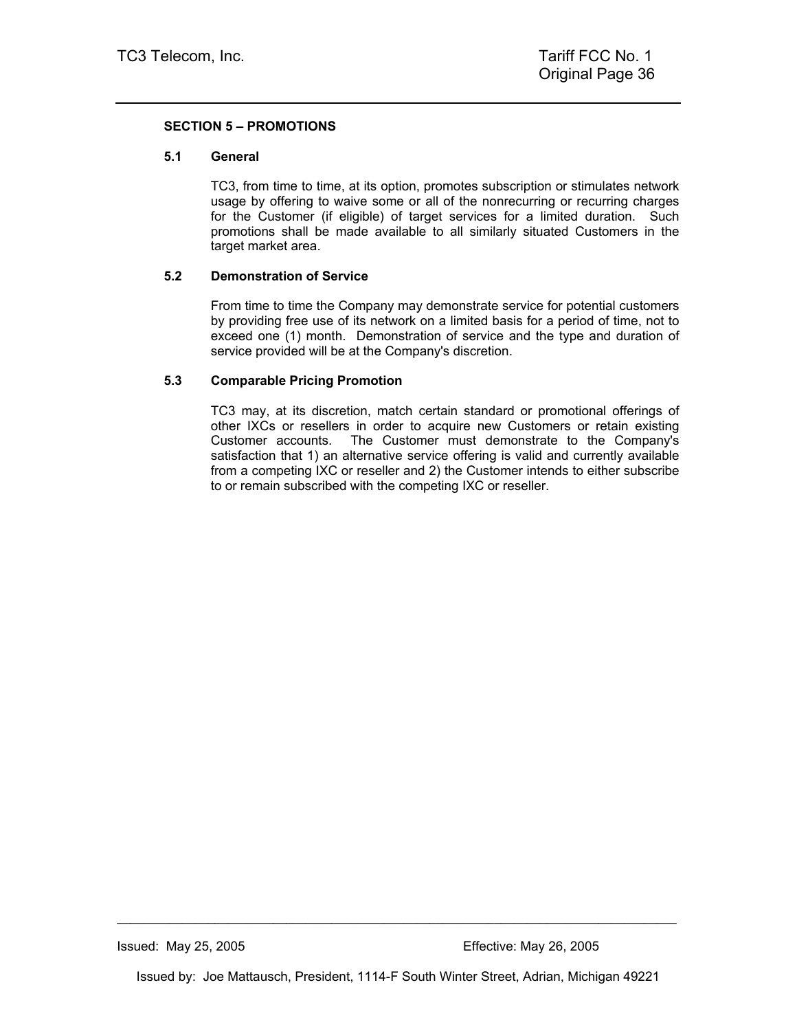## SECTION 5 – PROMOTIONS

### 5.1 General

TC3, from time to time, at its option, promotes subscription or stimulates network usage by offering to waive some or all of the nonrecurring or recurring charges for the Customer (if eligible) of target services for a limited duration. Such promotions shall be made available to all similarly situated Customers in the target market area.

### 5.2 Demonstration of Service

From time to time the Company may demonstrate service for potential customers by providing free use of its network on a limited basis for a period of time, not to exceed one (1) month. Demonstration of service and the type and duration of service provided will be at the Company's discretion.

### 5.3 Comparable Pricing Promotion

TC3 may, at its discretion, match certain standard or promotional offerings of other IXCs or resellers in order to acquire new Customers or retain existing Customer accounts. The Customer must demonstrate to the Company's satisfaction that 1) an alternative service offering is valid and currently available from a competing IXC or reseller and 2) the Customer intends to either subscribe to or remain subscribed with the competing IXC or reseller.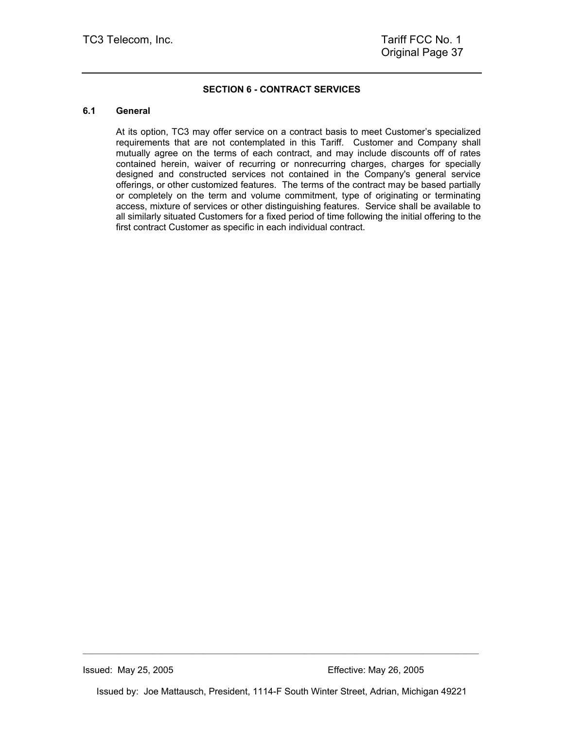## SECTION 6 - CONTRACT SERVICES

### 6.1 General

At its option, TC3 may offer service on a contract basis to meet Customer's specialized requirements that are not contemplated in this Tariff. Customer and Company shall mutually agree on the terms of each contract, and may include discounts off of rates contained herein, waiver of recurring or nonrecurring charges, charges for specially designed and constructed services not contained in the Company's general service offerings, or other customized features. The terms of the contract may be based partially or completely on the term and volume commitment, type of originating or terminating access, mixture of services or other distinguishing features. Service shall be available to all similarly situated Customers for a fixed period of time following the initial offering to the first contract Customer as specific in each individual contract.